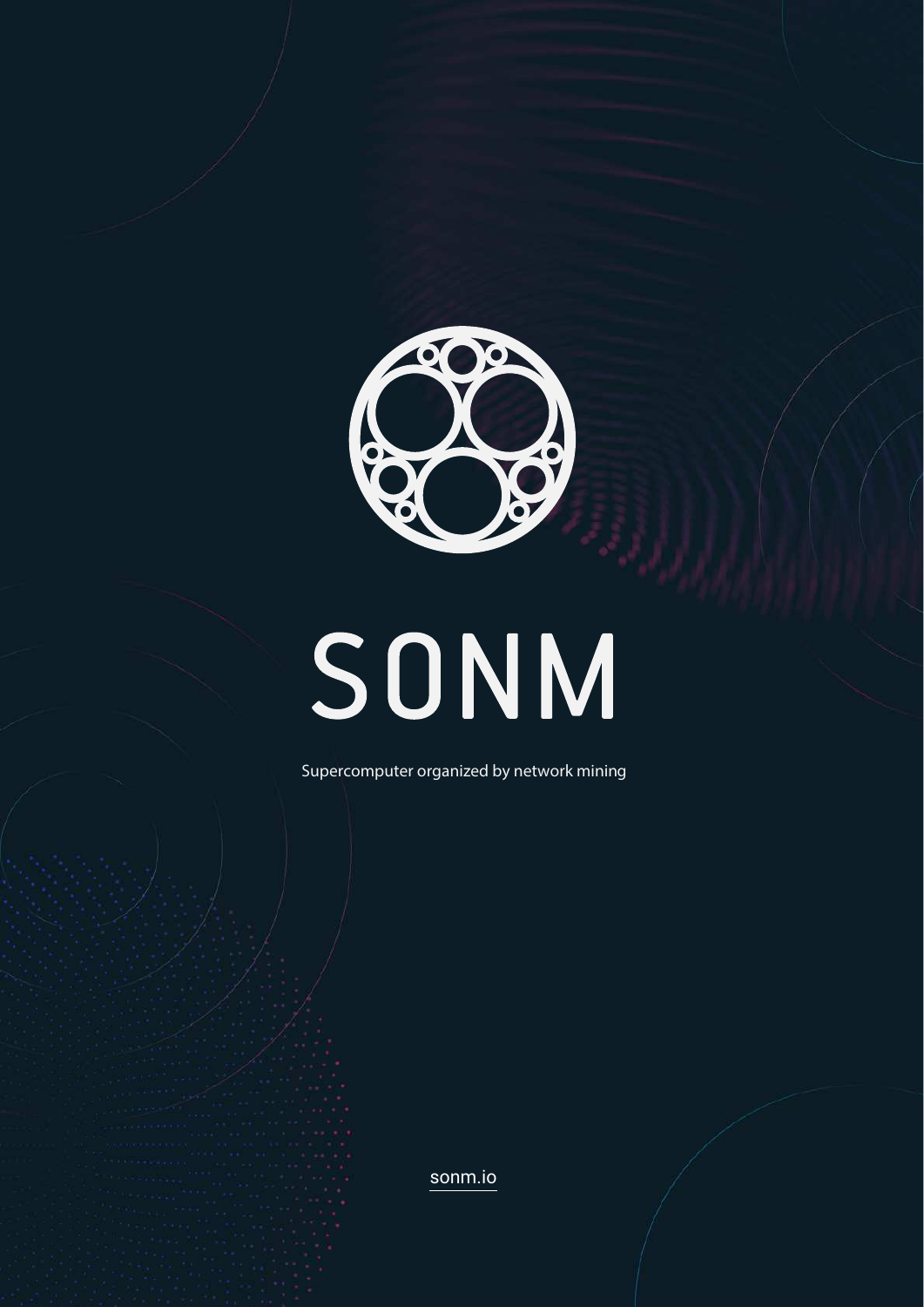# SONM

Supercomputer organized by network mining

sonm.io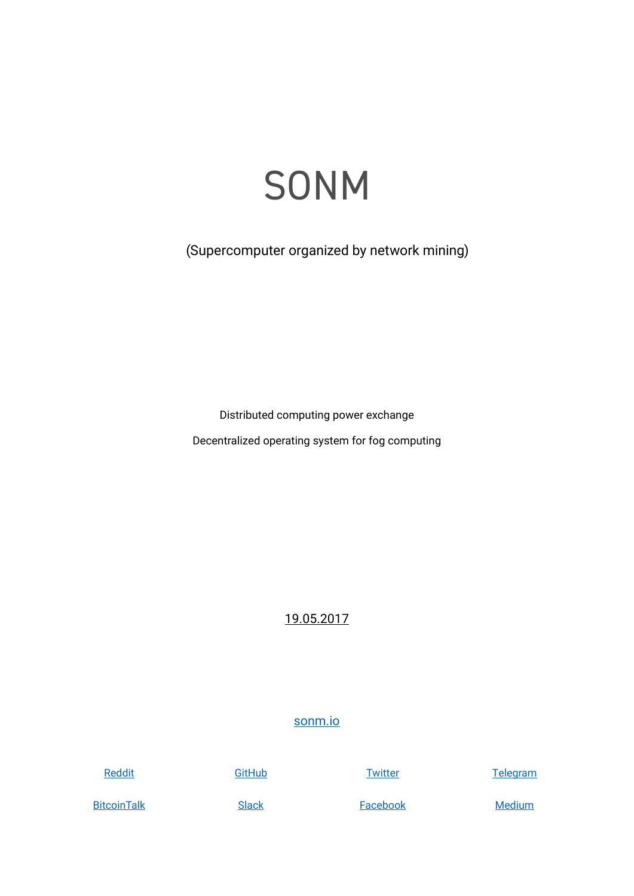# SONM

(Supercomputer organized by network mining)

Distributed computing power exchange

Decentralized operating system for fog computing

19.05.2017

sonm.io

Reddit GitHub Twitter Telegram

BitcoinTalk Slack Facebook Medium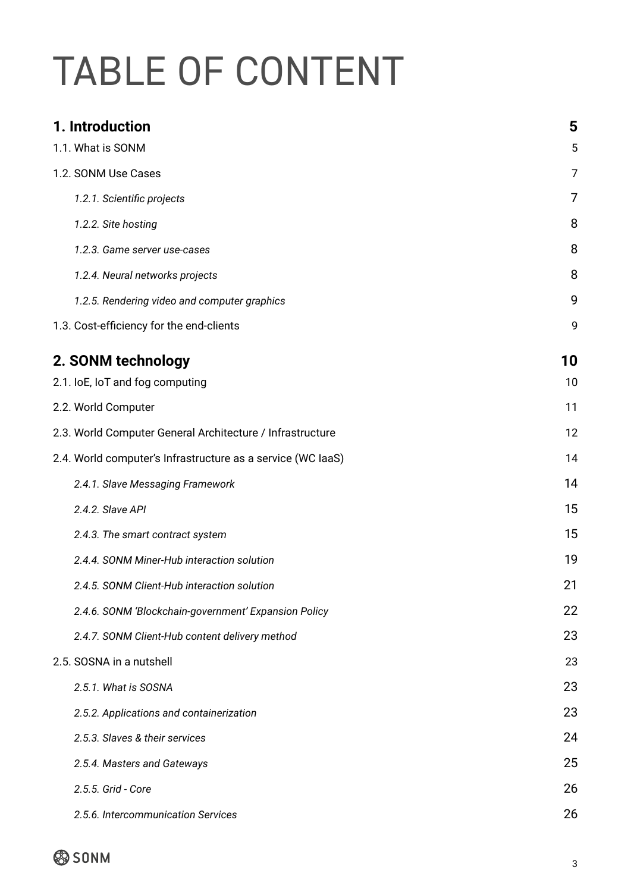# TABLE OF CONTENT

| | |
|---|---|
| **1. Introduction** | **5** |
| 1.1. What is SONM | 5 |
| 1.2. SONM Use Cases | 7 |
| *1.2.1. Scientific projects* | 7 |
| *1.2.2. Site hosting* | 8 |
| *1.2.3. Game server use-cases* | 8 |
| *1.2.4. Neural networks projects* | 8 |
| *1.2.5. Rendering video and computer graphics* | 9 |
| 1.3. Cost-efficiency for the end-clients | 9 |
| **2. SONM technology** | **10** |
| 2.1. IoE, IoT and fog computing | 10 |
| 2.2. World Computer | 11 |
| 2.3. World Computer General Architecture / Infrastructure | 12 |
| 2.4. World computer's Infrastructure as a service (WC IaaS) | 14 |
| *2.4.1. Slave Messaging Framework* | 14 |
| *2.4.2. Slave API* | 15 |
| *2.4.3. The smart contract system* | 15 |
| *2.4.4. SONM Miner-Hub interaction solution* | 19 |
| *2.4.5. SONM Client-Hub interaction solution* | 21 |
| *2.4.6. SONM 'Blockchain-government' Expansion Policy* | 22 |
| *2.4.7. SONM Client-Hub content delivery method* | 23 |
| 2.5. SOSNA in a nutshell | 23 |
| *2.5.1. What is SOSNA* | 23 |
| *2.5.2. Applications and containerization* | 23 |
| *2.5.3. Slaves & their services* | 24 |
| *2.5.4. Masters and Gateways* | 25 |
| *2.5.5. Grid - Core* | 26 |
| *2.5.6. Intercommunication Services* | 26 |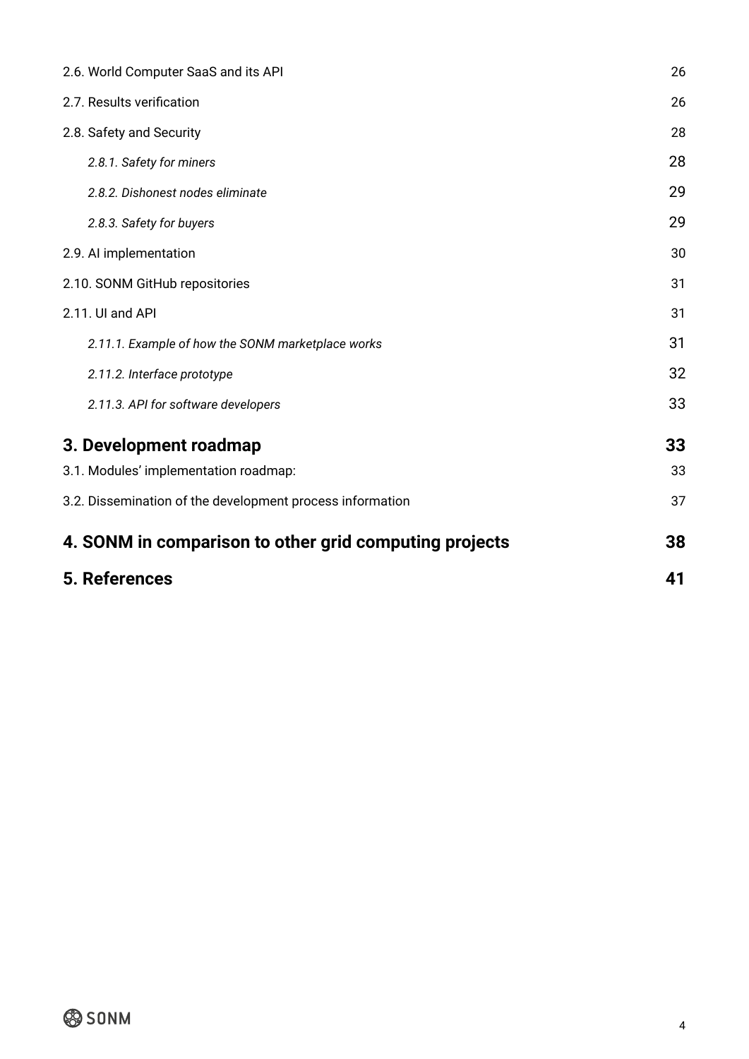2.6. World Computer SaaS and its API 26

2.7. Results verification 26

2.8. Safety and Security 28

*2.8.1. Safety for miners* 28

*2.8.2. Dishonest nodes eliminate* 29

*2.8.3. Safety for buyers* 29

2.9. AI implementation 30

2.10. SONM GitHub repositories 31

2.11. UI and API 31

*2.11.1. Example of how the SONM marketplace works* 31

*2.11.2. Interface prototype* 32

*2.11.3. API for software developers* 33

**3. Development roadmap 33**

3.1. Modules' implementation roadmap: 33

3.2. Dissemination of the development process information 37

**4. SONM in comparison to other grid computing projects 38**

**5. References 41**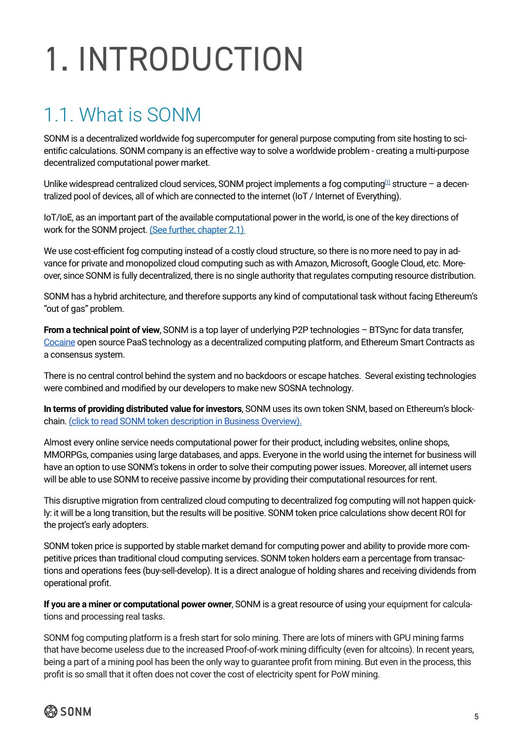# 1. INTRODUCTION

## 1.1. What is SONM

SONM is a decentralized worldwide fog supercomputer for general purpose computing from site hosting to scientific calculations. SONM company is an effective way to solve a worldwide problem - creating a multi-purpose decentralized computational power market.

Unlike widespread centralized cloud services, SONM project implements a fog computing[1] structure – a decentralized pool of devices, all of which are connected to the internet (IoT / Internet of Everything).

IoT/IoE, as an important part of the available computational power in the world, is one of the key directions of work for the SONM project. (See further, chapter 2.1)

We use cost-efficient fog computing instead of a costly cloud structure, so there is no more need to pay in advance for private and monopolized cloud computing such as with Amazon, Microsoft, Google Cloud, etc. Moreover, since SONM is fully decentralized, there is no single authority that regulates computing resource distribution.

SONM has a hybrid architecture, and therefore supports any kind of computational task without facing Ethereum's "out of gas" problem.

**From a technical point of view**, SONM is a top layer of underlying P2P technologies – BTSync for data transfer, Cocaine open source PaaS technology as a decentralized computing platform, and Ethereum Smart Contracts as a consensus system.

There is no central control behind the system and no backdoors or escape hatches. Several existing technologies were combined and modified by our developers to make new SOSNA technology.

**In terms of providing distributed value for investors**, SONM uses its own token SNM, based on Ethereum's blockchain. (click to read SONM token description in Business Overview).

Almost every online service needs computational power for their product, including websites, online shops, MMORPGs, companies using large databases, and apps. Everyone in the world using the internet for business will have an option to use SONM's tokens in order to solve their computing power issues. Moreover, all internet users will be able to use SONM to receive passive income by providing their computational resources for rent.

This disruptive migration from centralized cloud computing to decentralized fog computing will not happen quickly: it will be a long transition, but the results will be positive. SONM token price calculations show decent ROI for the project's early adopters.

SONM token price is supported by stable market demand for computing power and ability to provide more competitive prices than traditional cloud computing services. SONM token holders earn a percentage from transactions and operations fees (buy-sell-develop). It is a direct analogue of holding shares and receiving dividends from operational profit.

**If you are a miner or computational power owner**, SONM is a great resource of using your equipment for calculations and processing real tasks.

SONM fog computing platform is a fresh start for solo mining. There are lots of miners with GPU mining farms that have become useless due to the increased Proof-of-work mining difficulty (even for altcoins). In recent years, being a part of a mining pool has been the only way to guarantee profit from mining. But even in the process, this profit is so small that it often does not cover the cost of electricity spent for PoW mining.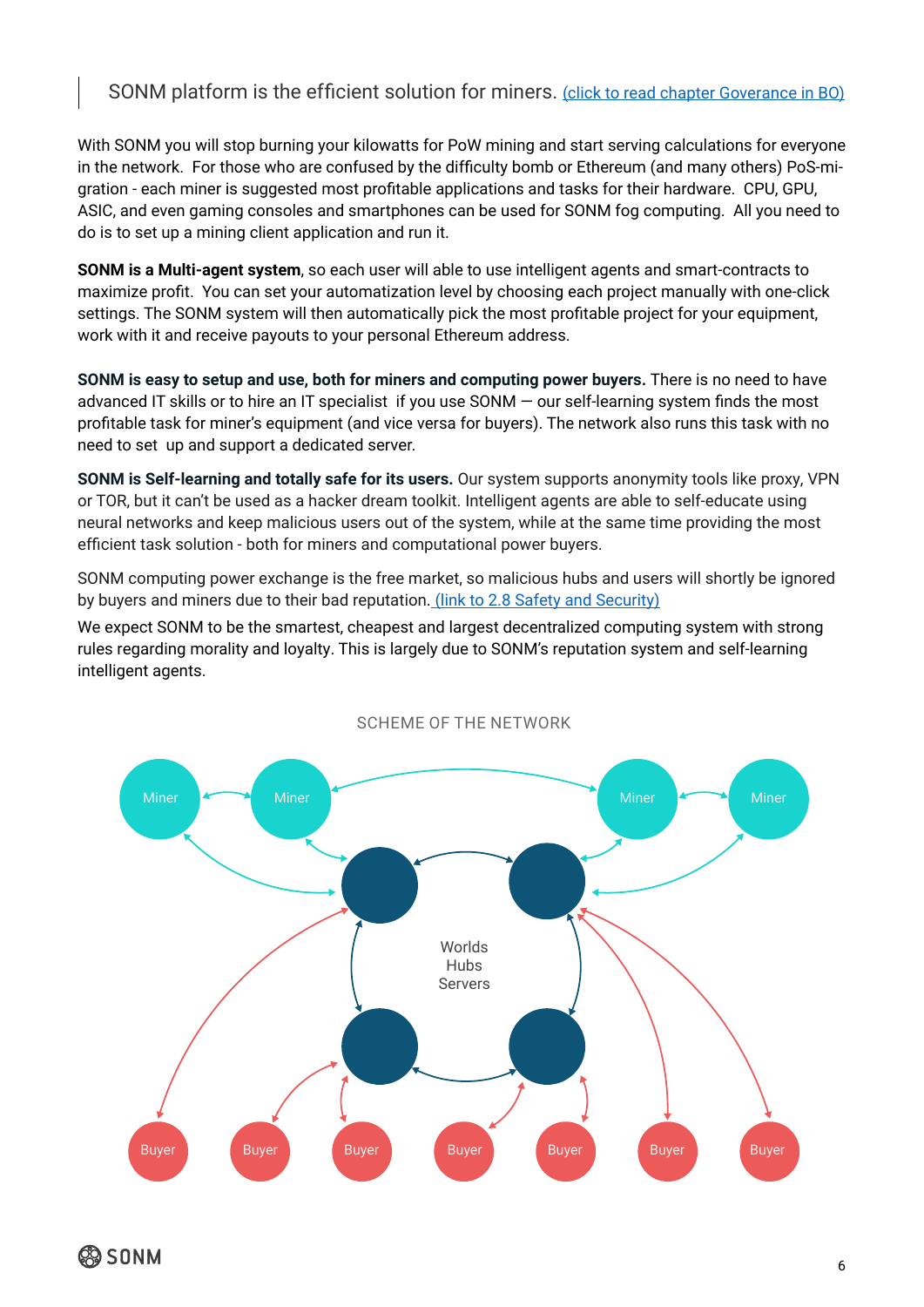SONM platform is the efficient solution for miners. (click to read chapter Goverance in BO)

With SONM you will stop burning your kilowatts for PoW mining and start serving calculations for everyone in the network. For those who are confused by the difficulty bomb or Ethereum (and many others) PoS-migration - each miner is suggested most profitable applications and tasks for their hardware. CPU, GPU, ASIC, and even gaming consoles and smartphones can be used for SONM fog computing. All you need to do is to set up a mining client application and run it.

**SONM is a Multi-agent system**, so each user will able to use intelligent agents and smart-contracts to maximize profit. You can set your automatization level by choosing each project manually with one-click settings. The SONM system will then automatically pick the most profitable project for your equipment, work with it and receive payouts to your personal Ethereum address.

**SONM is easy to setup and use, both for miners and computing power buyers.** There is no need to have advanced IT skills or to hire an IT specialist if you use SONM — our self-learning system finds the most profitable task for miner's equipment (and vice versa for buyers). The network also runs this task with no need to set up and support a dedicated server.

**SONM is Self-learning and totally safe for its users.** Our system supports anonymity tools like proxy, VPN or TOR, but it can't be used as a hacker dream toolkit. Intelligent agents are able to self-educate using neural networks and keep malicious users out of the system, while at the same time providing the most efficient task solution - both for miners and computational power buyers.

SONM computing power exchange is the free market, so malicious hubs and users will shortly be ignored by buyers and miners due to their bad reputation. (link to 2.8 Safety and Security)

We expect SONM to be the smartest, cheapest and largest decentralized computing system with strong rules regarding morality and loyalty. This is largely due to SONM's reputation system and self-learning intelligent agents.

SCHEME OF THE NETWORK

Miner, Miner, Miner, Miner

Worlds Hubs Servers

Buyer, Buyer, Buyer, Buyer, Buyer, Buyer, Buyer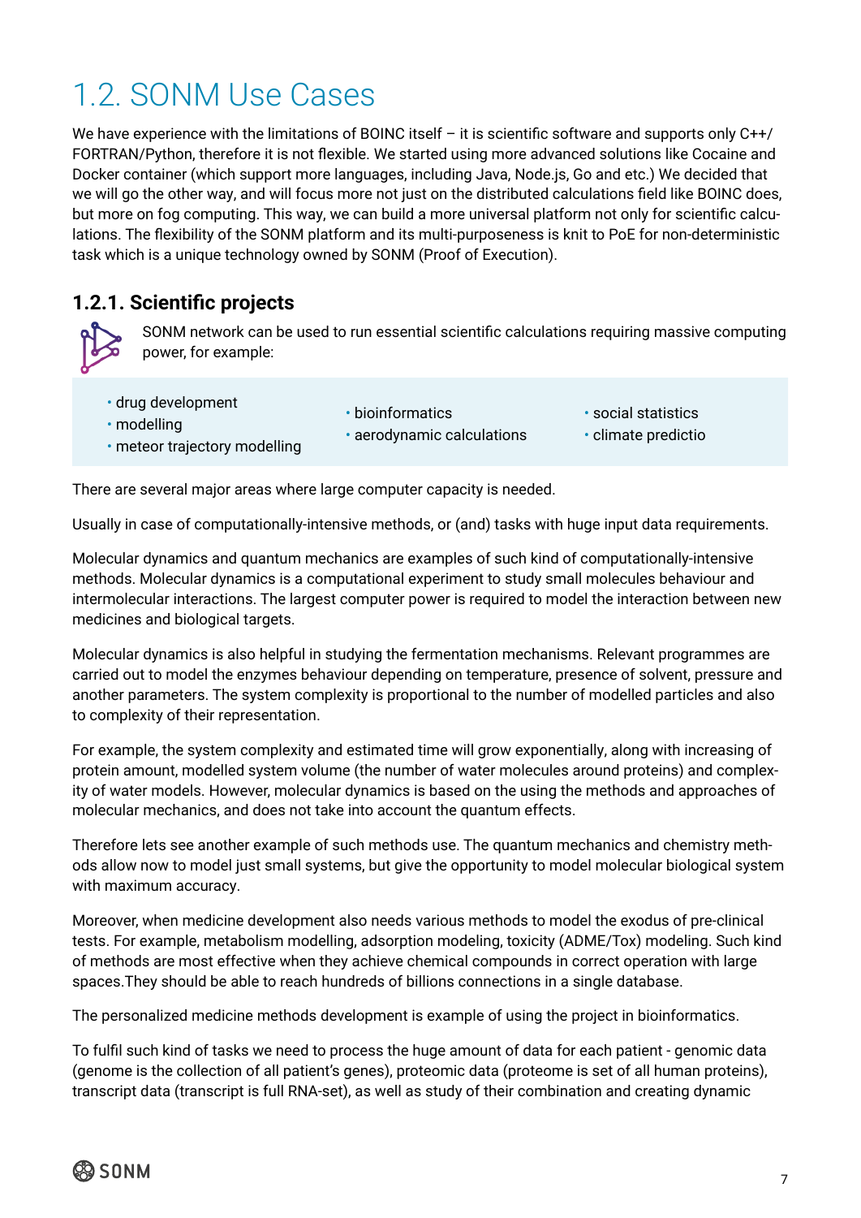# 1.2. SONM Use Cases

We have experience with the limitations of BOINC itself – it is scientific software and supports only C++/FORTRAN/Python, therefore it is not flexible. We started using more advanced solutions like Cocaine and Docker container (which support more languages, including Java, Node.js, Go and etc.) We decided that we will go the other way, and will focus more not just on the distributed calculations field like BOINC does, but more on fog computing. This way, we can build a more universal platform not only for scientific calculations. The flexibility of the SONM platform and its multi-purposeness is knit to PoE for non-deterministic task which is a unique technology owned by SONM (Proof of Execution).

### 1.2.1. Scientific projects

SONM network can be used to run essential scientific calculations requiring massive computing power, for example:

- drug development
- modelling
- meteor trajectory modelling
- bioinformatics
- aerodynamic calculations
- social statistics
- climate predictio

There are several major areas where large computer capacity is needed.

Usually in case of computationally-intensive methods, or (and) tasks with huge input data requirements.

Molecular dynamics and quantum mechanics are examples of such kind of computationally-intensive methods. Molecular dynamics is a computational experiment to study small molecules behaviour and intermolecular interactions. The largest computer power is required to model the interaction between new medicines and biological targets.

Molecular dynamics is also helpful in studying the fermentation mechanisms. Relevant programmes are carried out to model the enzymes behaviour depending on temperature, presence of solvent, pressure and another parameters. The system complexity is proportional to the number of modelled particles and also to complexity of their representation.

For example, the system complexity and estimated time will grow exponentially, along with increasing of protein amount, modelled system volume (the number of water molecules around proteins) and complexity of water models. However, molecular dynamics is based on the using the methods and approaches of molecular mechanics, and does not take into account the quantum effects.

Therefore lets see another example of such methods use. The quantum mechanics and chemistry methods allow now to model just small systems, but give the opportunity to model molecular biological system with maximum accuracy.

Moreover, when medicine development also needs various methods to model the exodus of pre-clinical tests. For example, metabolism modelling, adsorption modeling, toxicity (ADME/Tox) modeling. Such kind of methods are most effective when they achieve chemical compounds in correct operation with large spaces.They should be able to reach hundreds of billions connections in a single database.

The personalized medicine methods development is example of using the project in bioinformatics.

To fulfil such kind of tasks we need to process the huge amount of data for each patient - genomic data (genome is the collection of all patient's genes), proteomic data (proteome is set of all human proteins), transcript data (transcript is full RNA-set), as well as study of their combination and creating dynamic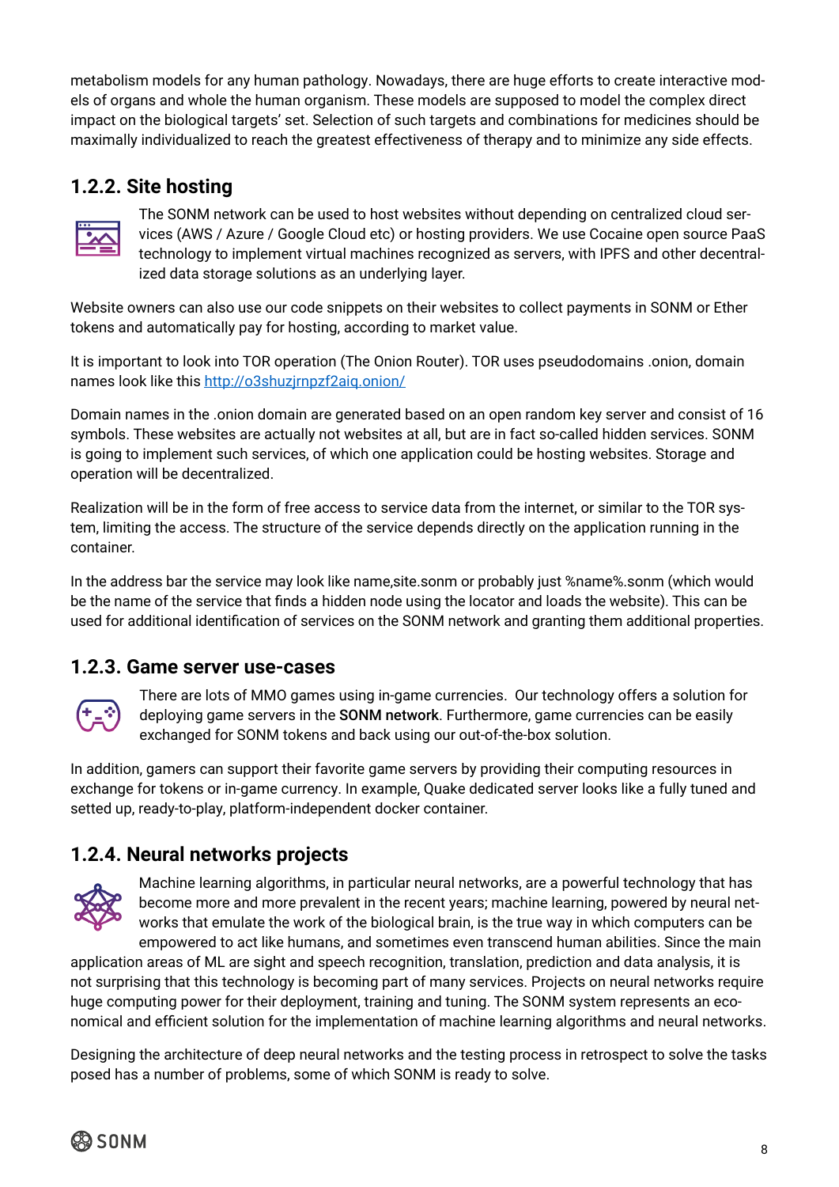metabolism models for any human pathology. Nowadays, there are huge efforts to create interactive models of organs and whole the human organism. These models are supposed to model the complex direct impact on the biological targets' set. Selection of such targets and combinations for medicines should be maximally individualized to reach the greatest effectiveness of therapy and to minimize any side effects.

### 1.2.2. Site hosting

The SONM network can be used to host websites without depending on centralized cloud services (AWS / Azure / Google Cloud etc) or hosting providers. We use Cocaine open source PaaS technology to implement virtual machines recognized as servers, with IPFS and other decentralized data storage solutions as an underlying layer.

Website owners can also use our code snippets on their websites to collect payments in SONM or Ether tokens and automatically pay for hosting, according to market value.

It is important to look into TOR operation (The Onion Router). TOR uses pseudodomains .onion, domain names look like this [http://o3shuzjrnpzf2aiq.onion/](http://o3shuzjrnpzf2aiq.onion/)

Domain names in the .onion domain are generated based on an open random key server and consist of 16 symbols. These websites are actually not websites at all, but are in fact so-called hidden services. SONM is going to implement such services, of which one application could be hosting websites. Storage and operation will be decentralized.

Realization will be in the form of free access to service data from the internet, or similar to the TOR system, limiting the access. The structure of the service depends directly on the application running in the container.

In the address bar the service may look like name,site.sonm or probably just %name%.sonm (which would be the name of the service that finds a hidden node using the locator and loads the website). This can be used for additional identification of services on the SONM network and granting them additional properties.

### 1.2.3. Game server use-cases

There are lots of MMO games using in-game currencies. Our technology offers a solution for deploying game servers in the **SONM network**. Furthermore, game currencies can be easily exchanged for SONM tokens and back using our out-of-the-box solution.

In addition, gamers can support their favorite game servers by providing their computing resources in exchange for tokens or in-game currency. In example, Quake dedicated server looks like a fully tuned and setted up, ready-to-play, platform-independent docker container.

### 1.2.4. Neural networks projects

Machine learning algorithms, in particular neural networks, are a powerful technology that has become more and more prevalent in the recent years; machine learning, powered by neural networks that emulate the work of the biological brain, is the true way in which computers can be empowered to act like humans, and sometimes even transcend human abilities. Since the main application areas of ML are sight and speech recognition, translation, prediction and data analysis, it is not surprising that this technology is becoming part of many services. Projects on neural networks require huge computing power for their deployment, training and tuning. The SONM system represents an economical and efficient solution for the implementation of machine learning algorithms and neural networks.

Designing the architecture of deep neural networks and the testing process in retrospect to solve the tasks posed has a number of problems, some of which SONM is ready to solve.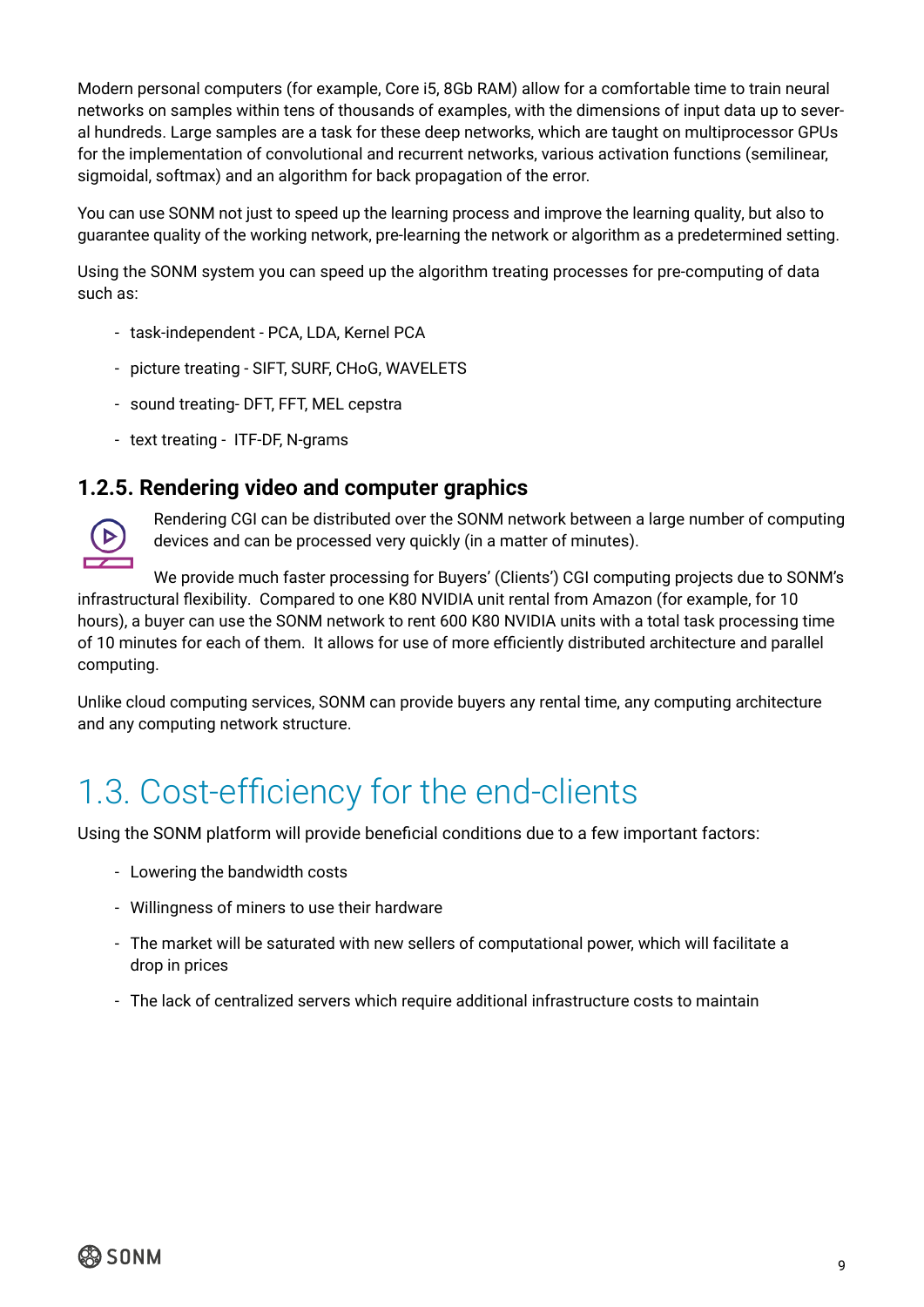Modern personal computers (for example, Core i5, 8Gb RAM) allow for a comfortable time to train neural networks on samples within tens of thousands of examples, with the dimensions of input data up to several hundreds. Large samples are a task for these deep networks, which are taught on multiprocessor GPUs for the implementation of convolutional and recurrent networks, various activation functions (semilinear, sigmoidal, softmax) and an algorithm for back propagation of the error.

You can use SONM not just to speed up the learning process and improve the learning quality, but also to guarantee quality of the working network, pre-learning the network or algorithm as a predetermined setting.

Using the SONM system you can speed up the algorithm treating processes for pre-computing of data such as:

- task-independent - PCA, LDA, Kernel PCA
- picture treating - SIFT, SURF, CHoG, WAVELETS
- sound treating- DFT, FFT, MEL cepstra
- text treating - ITF-DF, N-grams

### 1.2.5. Rendering video and computer graphics

Rendering CGI can be distributed over the SONM network between a large number of computing devices and can be processed very quickly (in a matter of minutes).

We provide much faster processing for Buyers' (Clients') CGI computing projects due to SONM's infrastructural flexibility. Compared to one K80 NVIDIA unit rental from Amazon (for example, for 10 hours), a buyer can use the SONM network to rent 600 K80 NVIDIA units with a total task processing time of 10 minutes for each of them. It allows for use of more efficiently distributed architecture and parallel computing.

Unlike cloud computing services, SONM can provide buyers any rental time, any computing architecture and any computing network structure.

## 1.3. Cost-efficiency for the end-clients

Using the SONM platform will provide beneficial conditions due to a few important factors:

- Lowering the bandwidth costs
- Willingness of miners to use their hardware
- The market will be saturated with new sellers of computational power, which will facilitate a drop in prices
- The lack of centralized servers which require additional infrastructure costs to maintain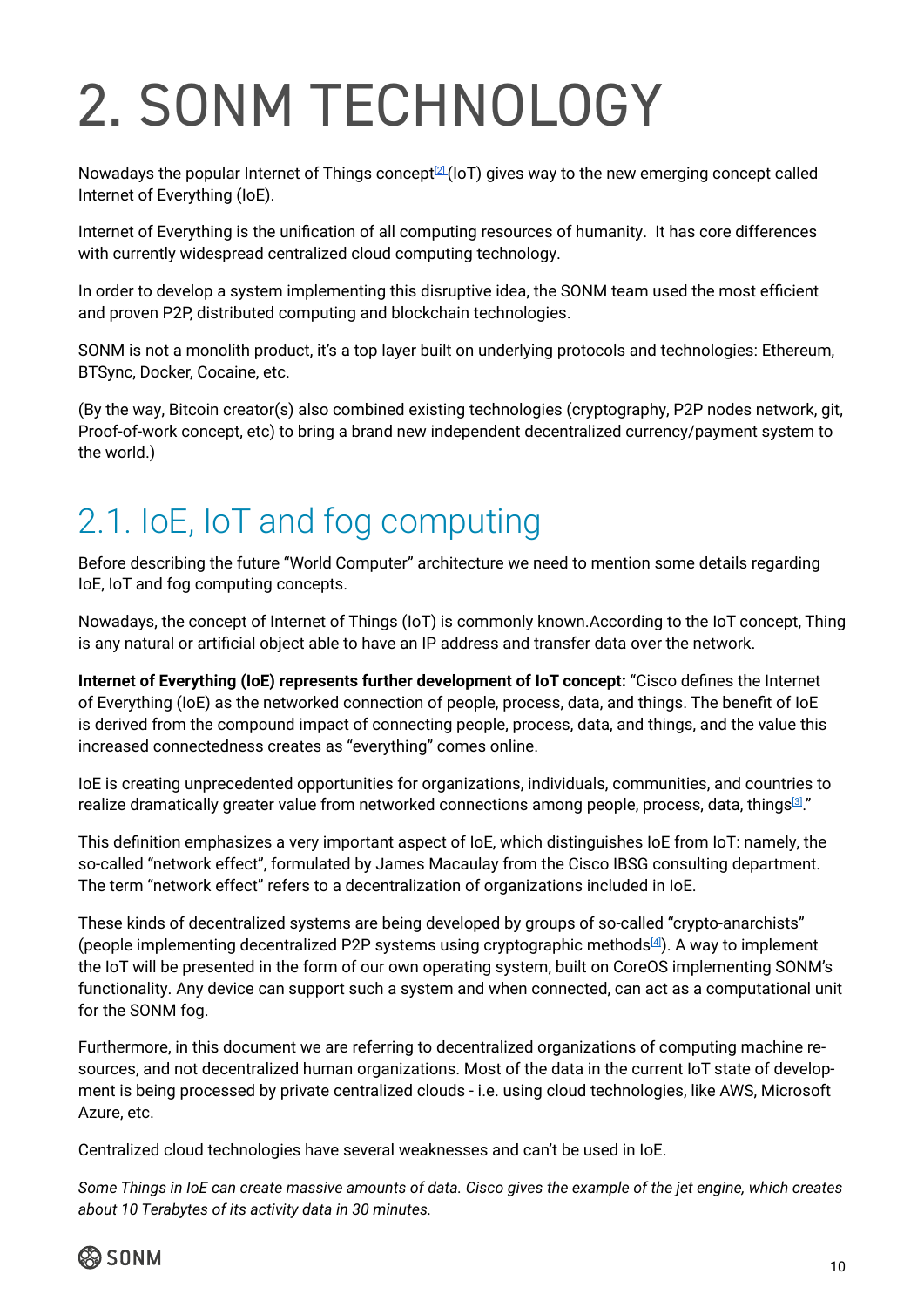# 2. SONM TECHNOLOGY

Nowadays the popular Internet of Things concept[2] (IoT) gives way to the new emerging concept called Internet of Everything (IoE).

Internet of Everything is the unification of all computing resources of humanity. It has core differences with currently widespread centralized cloud computing technology.

In order to develop a system implementing this disruptive idea, the SONM team used the most efficient and proven P2P, distributed computing and blockchain technologies.

SONM is not a monolith product, it's a top layer built on underlying protocols and technologies: Ethereum, BTSync, Docker, Cocaine, etc.

(By the way, Bitcoin creator(s) also combined existing technologies (cryptography, P2P nodes network, git, Proof-of-work concept, etc) to bring a brand new independent decentralized currency/payment system to the world.)

## 2.1. IoE, IoT and fog computing

Before describing the future "World Computer" architecture we need to mention some details regarding IoE, IoT and fog computing concepts.

Nowadays, the concept of Internet of Things (IoT) is commonly known.According to the IoT concept, Thing is any natural or artificial object able to have an IP address and transfer data over the network.

**Internet of Everything (IoE) represents further development of IoT concept:** "Cisco defines the Internet of Everything (IoE) as the networked connection of people, process, data, and things. The benefit of IoE is derived from the compound impact of connecting people, process, data, and things, and the value this increased connectedness creates as "everything" comes online.

IoE is creating unprecedented opportunities for organizations, individuals, communities, and countries to realize dramatically greater value from networked connections among people, process, data, things[3]."

This definition emphasizes a very important aspect of IoE, which distinguishes IoE from IoT: namely, the so-called "network effect", formulated by James Macaulay from the Cisco IBSG consulting department. The term "network effect" refers to a decentralization of organizations included in IoE.

These kinds of decentralized systems are being developed by groups of so-called "crypto-anarchists" (people implementing decentralized P2P systems using cryptographic methods[4]). A way to implement the IoT will be presented in the form of our own operating system, built on CoreOS implementing SONM's functionality. Any device can support such a system and when connected, can act as a computational unit for the SONM fog.

Furthermore, in this document we are referring to decentralized organizations of computing machine resources, and not decentralized human organizations. Most of the data in the current IoT state of development is being processed by private centralized clouds - i.e. using cloud technologies, like AWS, Microsoft Azure, etc.

Centralized cloud technologies have several weaknesses and can't be used in IoE.

*Some Things in IoE can create massive amounts of data. Cisco gives the example of the jet engine, which creates about 10 Terabytes of its activity data in 30 minutes.*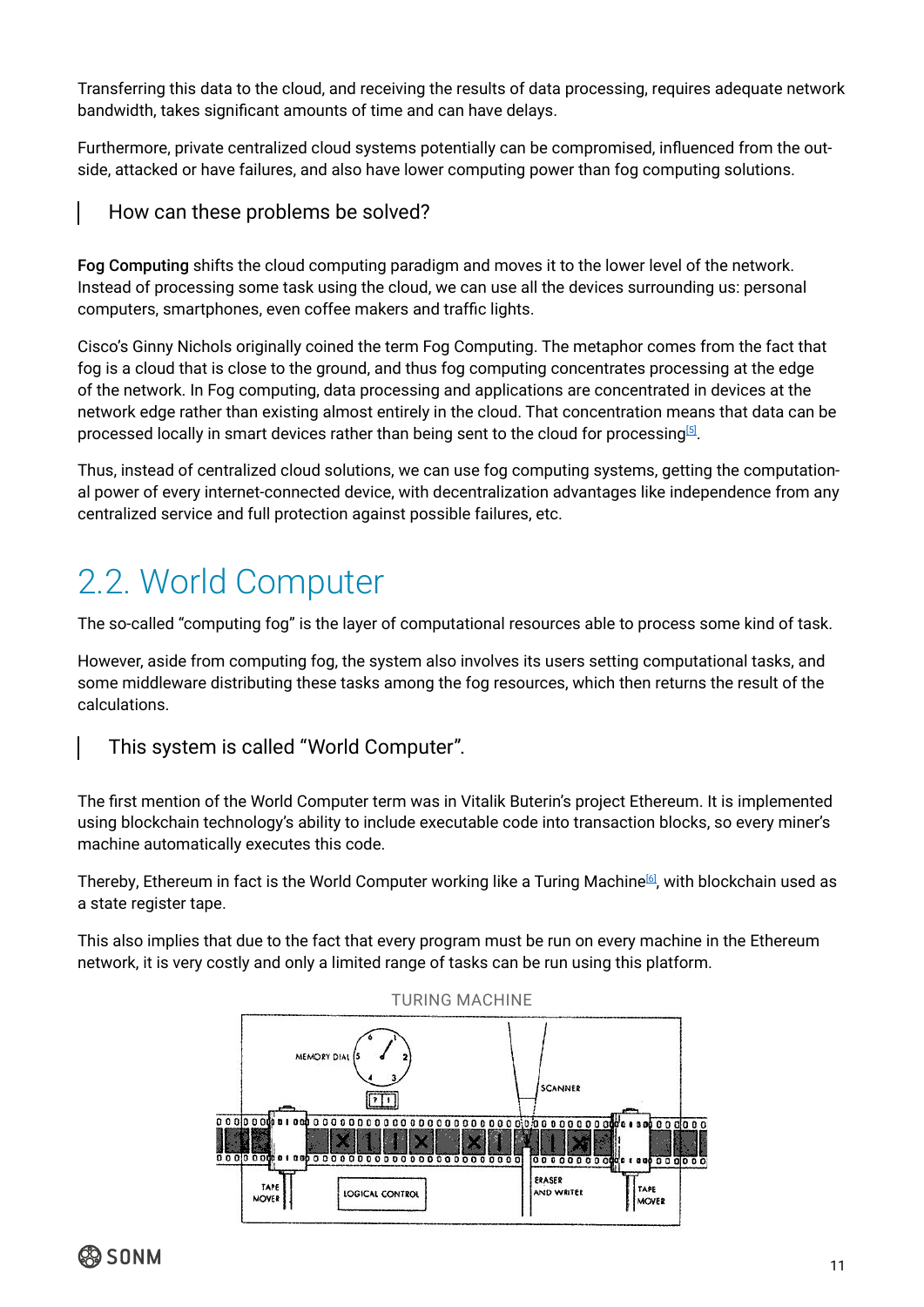Transferring this data to the cloud, and receiving the results of data processing, requires adequate network bandwidth, takes significant amounts of time and can have delays.

Furthermore, private centralized cloud systems potentially can be compromised, influenced from the outside, attacked or have failures, and also have lower computing power than fog computing solutions.

> How can these problems be solved?

**Fog Computing** shifts the cloud computing paradigm and moves it to the lower level of the network. Instead of processing some task using the cloud, we can use all the devices surrounding us: personal computers, smartphones, even coffee makers and traffic lights.

Cisco's Ginny Nichols originally coined the term Fog Computing. The metaphor comes from the fact that fog is a cloud that is close to the ground, and thus fog computing concentrates processing at the edge of the network. In Fog computing, data processing and applications are concentrated in devices at the network edge rather than existing almost entirely in the cloud. That concentration means that data can be processed locally in smart devices rather than being sent to the cloud for processing[5].

Thus, instead of centralized cloud solutions, we can use fog computing systems, getting the computational power of every internet-connected device, with decentralization advantages like independence from any centralized service and full protection against possible failures, etc.

## 2.2. World Computer

The so-called "computing fog" is the layer of computational resources able to process some kind of task.

However, aside from computing fog, the system also involves its users setting computational tasks, and some middleware distributing these tasks among the fog resources, which then returns the result of the calculations.

> This system is called "World Computer".

The first mention of the World Computer term was in Vitalik Buterin's project Ethereum. It is implemented using blockchain technology's ability to include executable code into transaction blocks, so every miner's machine automatically executes this code.

Thereby, Ethereum in fact is the World Computer working like a Turing Machine[6], with blockchain used as a state register tape.

This also implies that due to the fact that every program must be run on every machine in the Ethereum network, it is very costly and only a limited range of tasks can be run using this platform.

TURING MACHINE

MEMORY DIAL | SCANNER | TAPE MOVER | LOGICAL CONTROL | ERASER AND WRITER | TAPE MOVER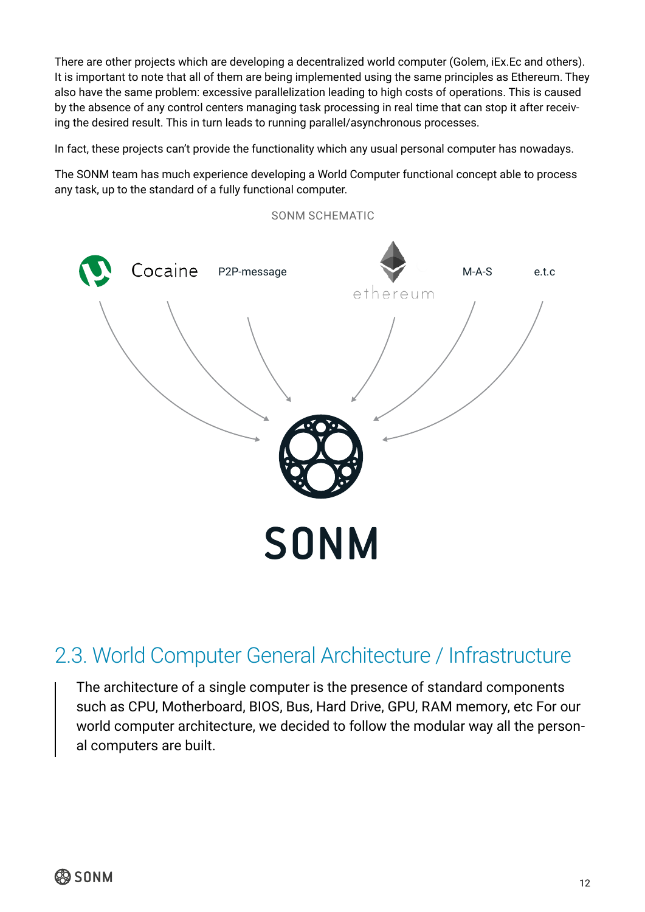There are other projects which are developing a decentralized world computer (Golem, iEx.Ec and others). It is important to note that all of them are being implemented using the same principles as Ethereum. They also have the same problem: excessive parallelization leading to high costs of operations. This is caused by the absence of any control centers managing task processing in real time that can stop it after receiving the desired result. This in turn leads to running parallel/asynchronous processes.

In fact, these projects can't provide the functionality which any usual personal computer has nowadays.

The SONM team has much experience developing a World Computer functional concept able to process any task, up to the standard of a fully functional computer.

SONM SCHEMATIC

Cocaine   P2P-message   ethereum   M-A-S   e.t.c

SONM

## 2.3. World Computer General Architecture / Infrastructure

> The architecture of a single computer is the presence of standard components such as CPU, Motherboard, BIOS, Bus, Hard Drive, GPU, RAM memory, etc For our world computer architecture, we decided to follow the modular way all the personal computers are built.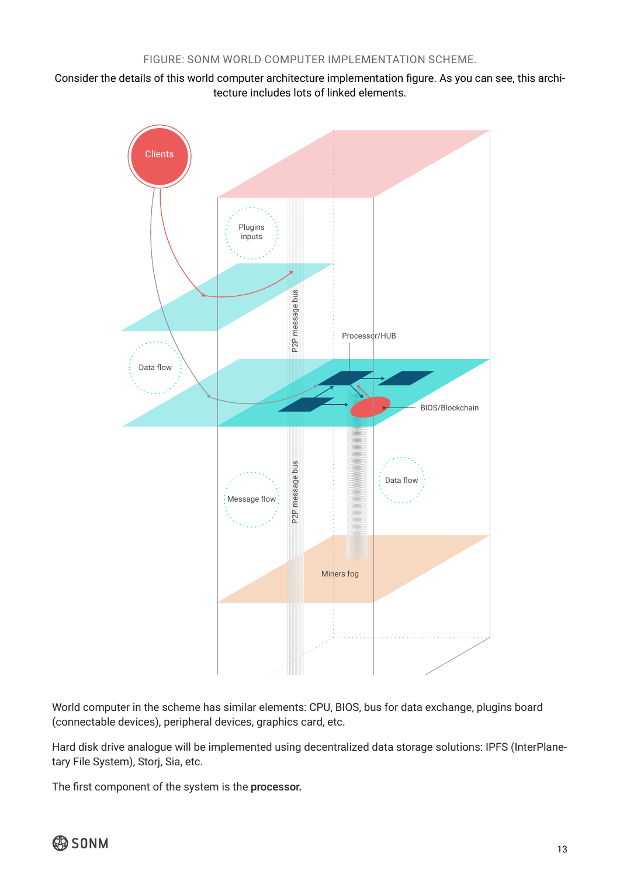FIGURE: SONM WORLD COMPUTER IMPLEMENTATION SCHEME.

Consider the details of this world computer architecture implementation figure. As you can see, this architecture includes lots of linked elements.

World computer in the scheme has similar elements: CPU, BIOS, bus for data exchange, plugins board (connectable devices), peripheral devices, graphics card, etc.

Hard disk drive analogue will be implemented using decentralized data storage solutions: IPFS (InterPlanetary File System), Storj, Sia, etc.

The first component of the system is the **processor**.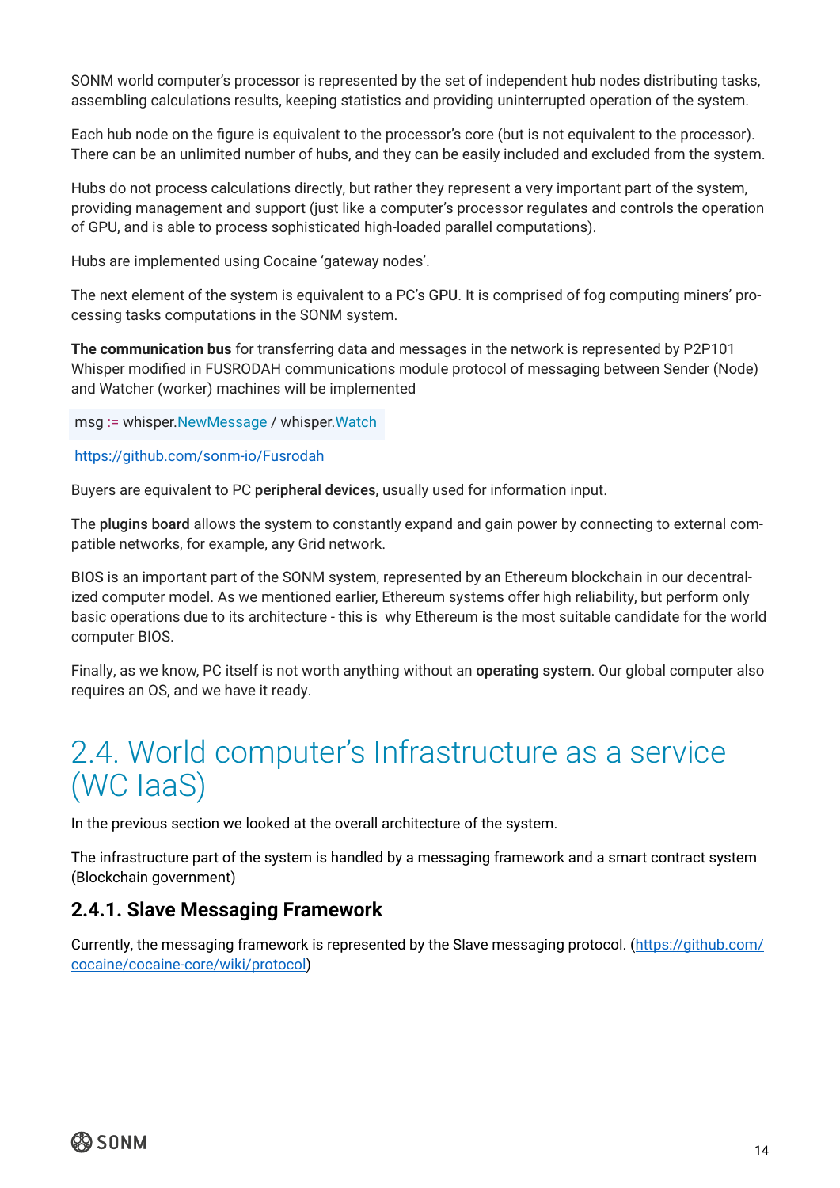SONM world computer's processor is represented by the set of independent hub nodes distributing tasks, assembling calculations results, keeping statistics and providing uninterrupted operation of the system.

Each hub node on the figure is equivalent to the processor's core (but is not equivalent to the processor). There can be an unlimited number of hubs, and they can be easily included and excluded from the system.

Hubs do not process calculations directly, but rather they represent a very important part of the system, providing management and support (just like a computer's processor regulates and controls the operation of GPU, and is able to process sophisticated high-loaded parallel computations).

Hubs are implemented using Cocaine 'gateway nodes'.

The next element of the system is equivalent to a PC's **GPU**. It is comprised of fog computing miners' processing tasks computations in the SONM system.

**The communication bus** for transferring data and messages in the network is represented by P2P101 Whisper modified in FUSRODAH communications module protocol of messaging between Sender (Node) and Watcher (worker) machines will be implemented

```
msg := whisper.NewMessage / whisper.Watch
```

https://github.com/sonm-io/Fusrodah

Buyers are equivalent to PC **peripheral devices**, usually used for information input.

The **plugins board** allows the system to constantly expand and gain power by connecting to external compatible networks, for example, any Grid network.

**BIOS** is an important part of the SONM system, represented by an Ethereum blockchain in our decentralized computer model. As we mentioned earlier, Ethereum systems offer high reliability, but perform only basic operations due to its architecture - this is why Ethereum is the most suitable candidate for the world computer BIOS.

Finally, as we know, PC itself is not worth anything without an **operating system**. Our global computer also requires an OS, and we have it ready.

## 2.4. World computer's Infrastructure as a service (WC IaaS)

In the previous section we looked at the overall architecture of the system.

The infrastructure part of the system is handled by a messaging framework and a smart contract system (Blockchain government)

### 2.4.1. Slave Messaging Framework

Currently, the messaging framework is represented by the Slave messaging protocol. (https://github.com/cocaine/cocaine-core/wiki/protocol)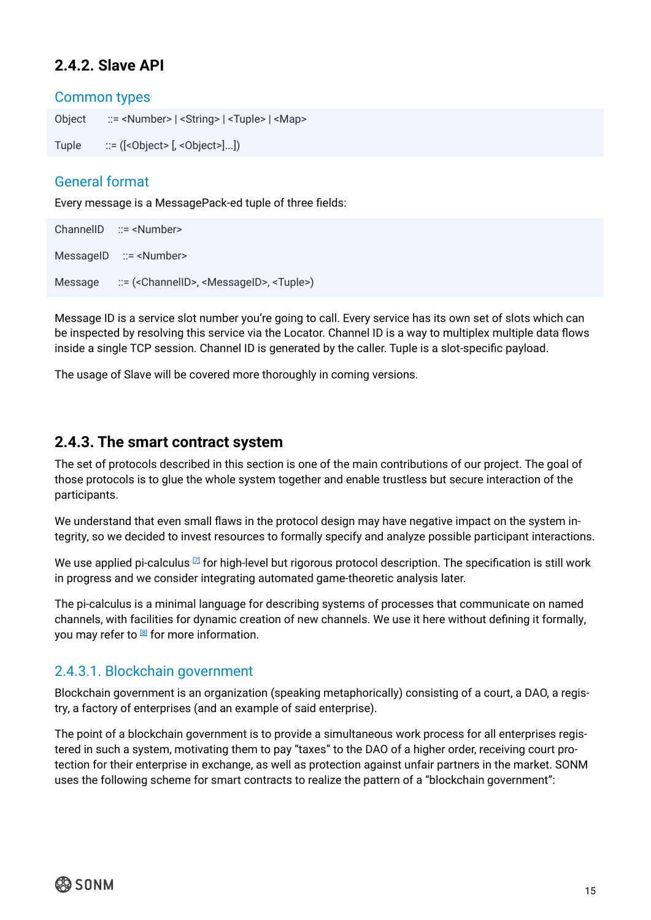### 2.4.2. Slave API

#### Common types

```
Object    ::= <Number> | <String> | <Tuple> | <Map>

Tuple     ::= ([<Object> [, <Object>]...])
```

#### General format

Every message is a MessagePack-ed tuple of three fields:

```
ChannelID    ::= <Number>

MessageID    ::= <Number>

Message      ::= (<ChannelID>, <MessageID>, <Tuple>)
```

Message ID is a service slot number you're going to call. Every service has its own set of slots which can be inspected by resolving this service via the Locator. Channel ID is a way to multiplex multiple data flows inside a single TCP session. Channel ID is generated by the caller. Tuple is a slot-specific payload.

The usage of Slave will be covered more thoroughly in coming versions.

### 2.4.3. The smart contract system

The set of protocols described in this section is one of the main contributions of our project. The goal of those protocols is to glue the whole system together and enable trustless but secure interaction of the participants.

We understand that even small flaws in the protocol design may have negative impact on the system integrity, so we decided to invest resources to formally specify and analyze possible participant interactions.

We use applied pi-calculus [7] for high-level but rigorous protocol description. The specification is still work in progress and we consider integrating automated game-theoretic analysis later.

The pi-calculus is a minimal language for describing systems of processes that communicate on named channels, with facilities for dynamic creation of new channels. We use it here without defining it formally, you may refer to [8] for more information.

#### 2.4.3.1. Blockchain government

Blockchain government is an organization (speaking metaphorically) consisting of a court, a DAO, a registry, a factory of enterprises (and an example of said enterprise).

The point of a blockchain government is to provide a simultaneous work process for all enterprises registered in such a system, motivating them to pay "taxes" to the DAO of a higher order, receiving court protection for their enterprise in exchange, as well as protection against unfair partners in the market. SONM uses the following scheme for smart contracts to realize the pattern of a "blockchain government":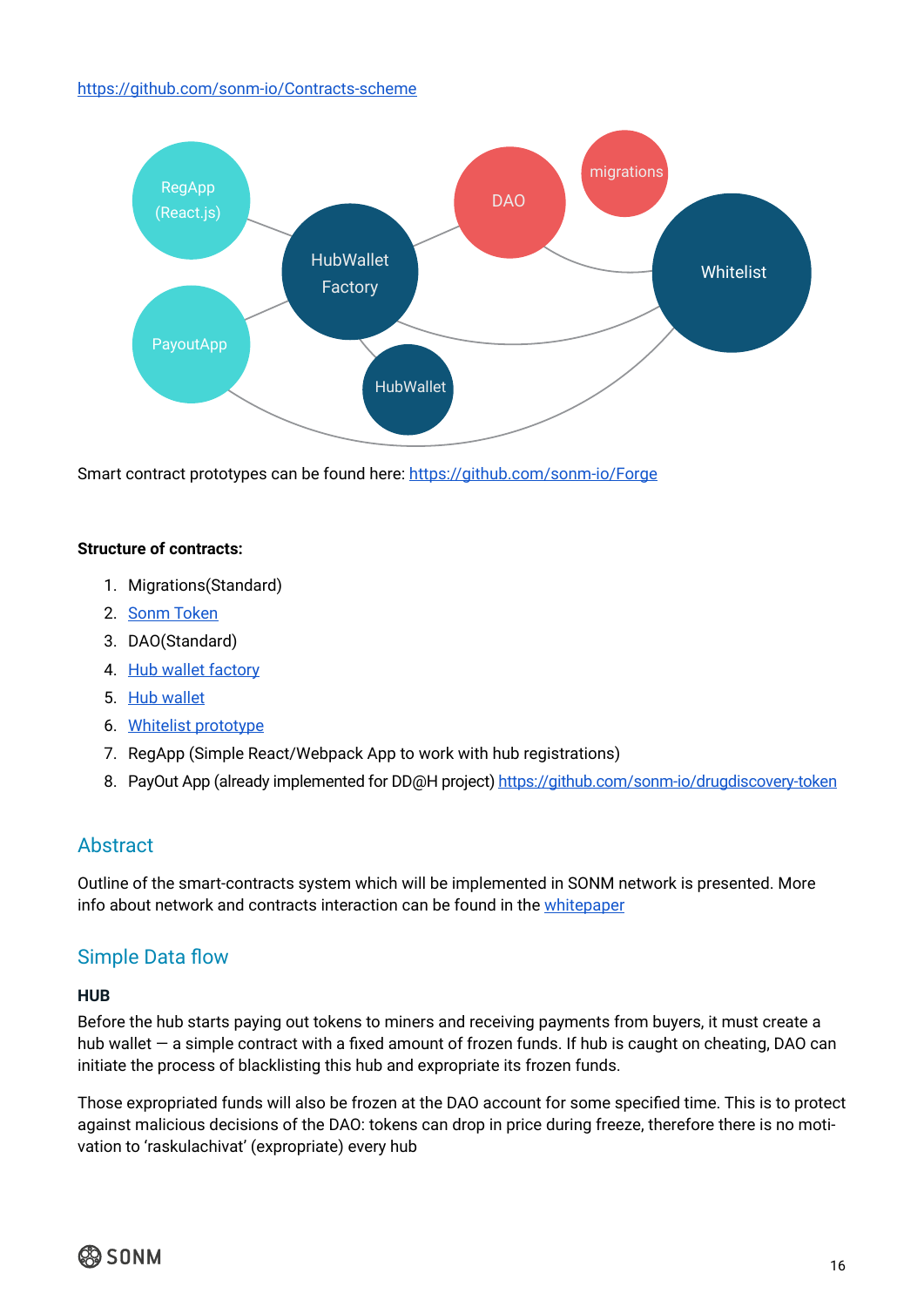https://github.com/sonm-io/Contracts-scheme

Smart contract prototypes can be found here: https://github.com/sonm-io/Forge

**Structure of contracts:**

1. Migrations(Standard)
2. Sonm Token
3. DAO(Standard)
4. Hub wallet factory
5. Hub wallet
6. Whitelist prototype
7. RegApp (Simple React/Webpack App to work with hub registrations)
8. PayOut App (already implemented for DD@H project) https://github.com/sonm-io/drugdiscovery-token

## Abstract

Outline of the smart-contracts system which will be implemented in SONM network is presented. More info about network and contracts interaction can be found in the whitepaper

## Simple Data flow

**HUB**

Before the hub starts paying out tokens to miners and receiving payments from buyers, it must create a hub wallet — a simple contract with a fixed amount of frozen funds. If hub is caught on cheating, DAO can initiate the process of blacklisting this hub and expropriate its frozen funds.

Those expropriated funds will also be frozen at the DAO account for some specified time. This is to protect against malicious decisions of the DAO: tokens can drop in price during freeze, therefore there is no motivation to 'raskulachivat' (expropriate) every hub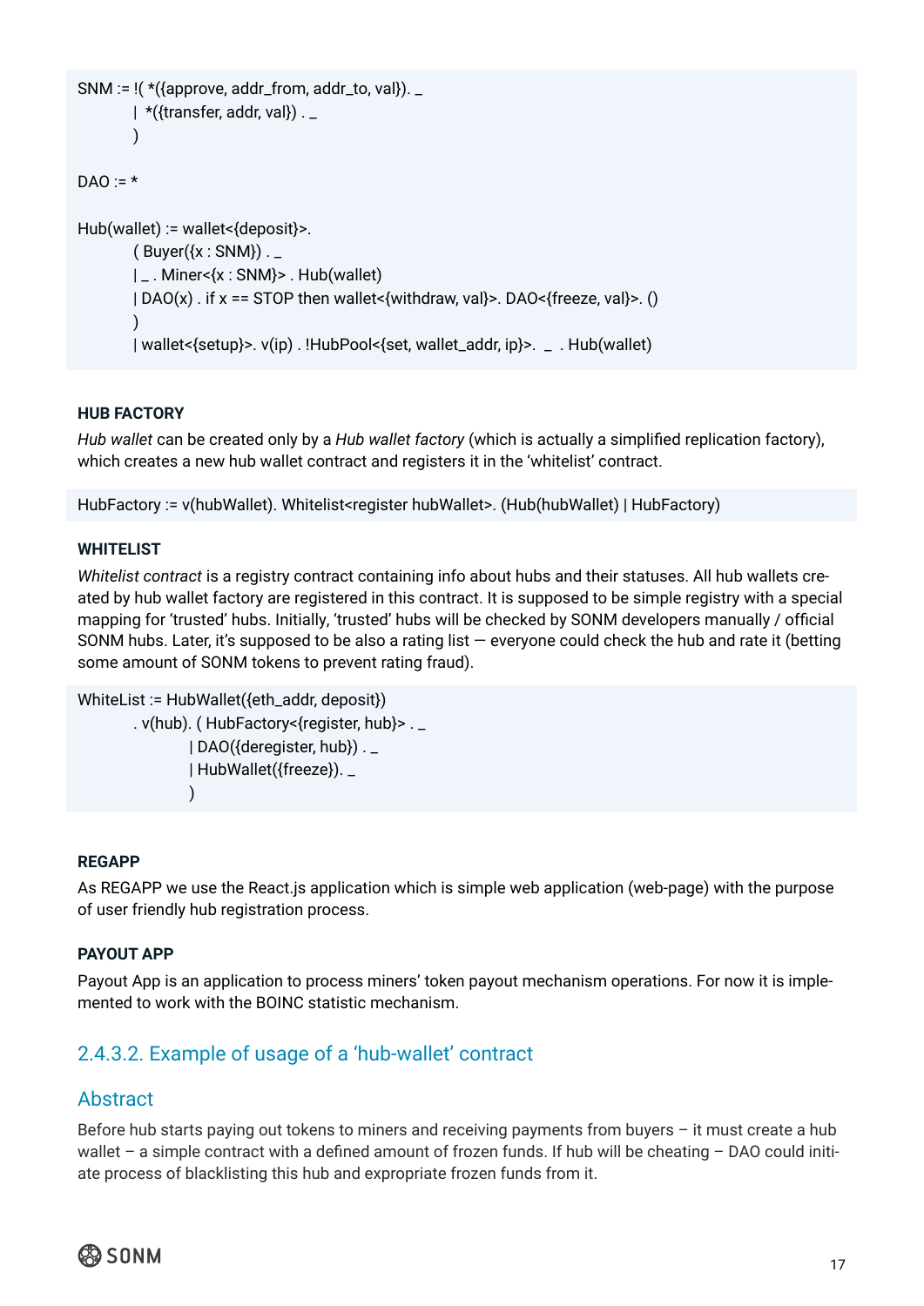```
SNM := !( *({approve, addr_from, addr_to, val}). _
        | *({transfer, addr, val}) . _
        )

DAO := *

Hub(wallet) := wallet<{deposit}>.
        ( Buyer({x : SNM}) . _
        | _ . Miner<{x : SNM}> . Hub(wallet)
        | DAO(x) . if x == STOP then wallet<{withdraw, val}>. DAO<{freeze, val}>. ()
        )
        | wallet<{setup}>. v(ip) . !HubPool<{set, wallet_addr, ip}>.  _  . Hub(wallet)
```

#### HUB FACTORY

*Hub wallet* can be created only by a *Hub wallet factory* (which is actually a simplified replication factory), which creates a new hub wallet contract and registers it in the 'whitelist' contract.

```
HubFactory := v(hubWallet). Whitelist<register hubWallet>. (Hub(hubWallet) | HubFactory)
```

#### WHITELIST

*Whitelist contract* is a registry contract containing info about hubs and their statuses. All hub wallets created by hub wallet factory are registered in this contract. It is supposed to be simple registry with a special mapping for 'trusted' hubs. Initially, 'trusted' hubs will be checked by SONM developers manually / official SONM hubs. Later, it's supposed to be also a rating list — everyone could check the hub and rate it (betting some amount of SONM tokens to prevent rating fraud).

```
WhiteList := HubWallet({eth_addr, deposit})
        . v(hub). ( HubFactory<{register, hub}> . _
                  | DAO({deregister, hub}) . _
                  | HubWallet({freeze}). _
                  )
```

#### REGAPP

As REGAPP we use the React.js application which is simple web application (web-page) with the purpose of user friendly hub registration process.

#### PAYOUT APP

Payout App is an application to process miners' token payout mechanism operations. For now it is implemented to work with the BOINC statistic mechanism.

### 2.4.3.2. Example of usage of a 'hub-wallet' contract

### Abstract

Before hub starts paying out tokens to miners and receiving payments from buyers – it must create a hub wallet – a simple contract with a defined amount of frozen funds. If hub will be cheating – DAO could initiate process of blacklisting this hub and expropriate frozen funds from it.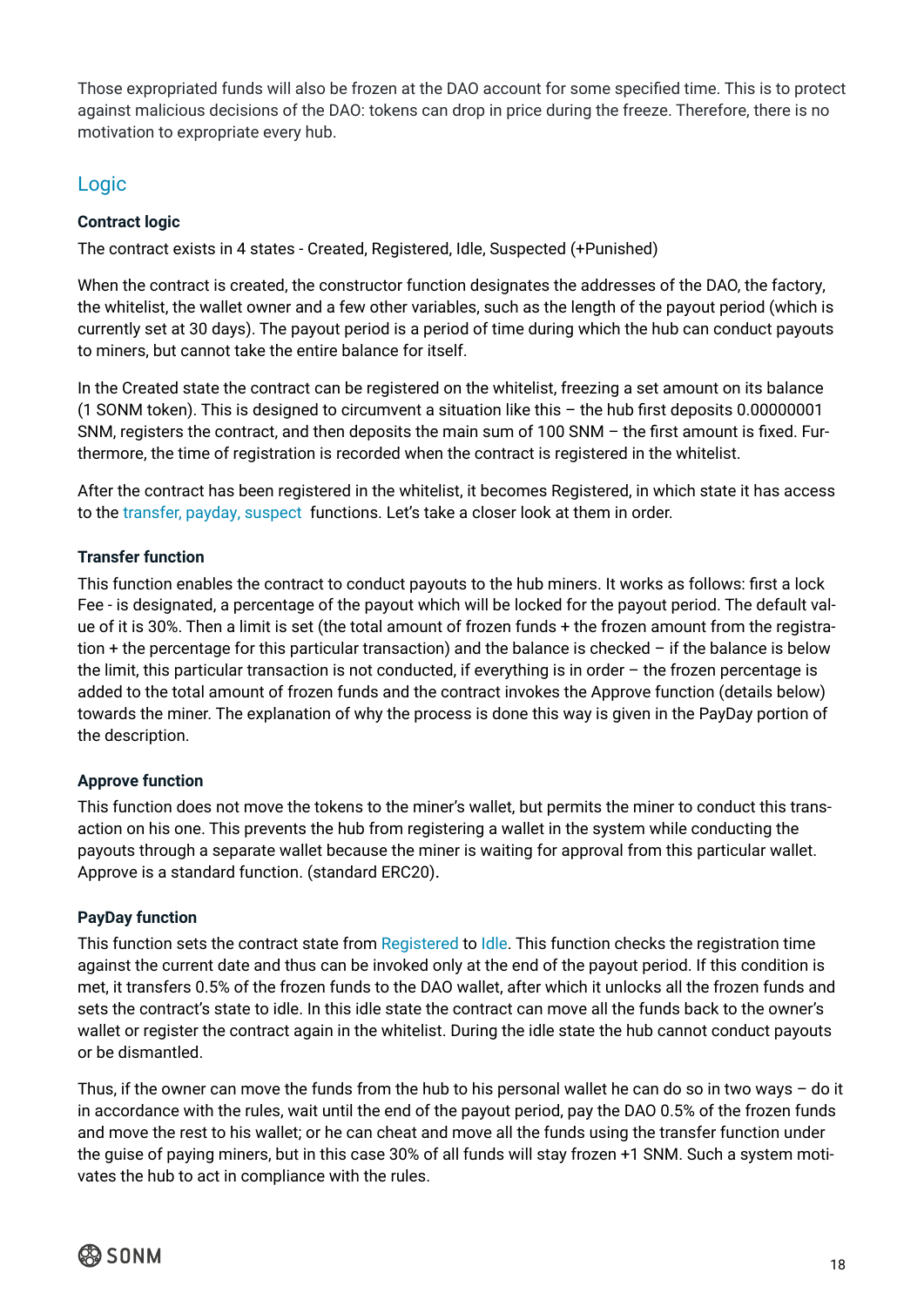Those expropriated funds will also be frozen at the DAO account for some specified time. This is to protect against malicious decisions of the DAO: tokens can drop in price during the freeze. Therefore, there is no motivation to expropriate every hub.

## Logic

**Contract logic**

The contract exists in 4 states - Created, Registered, Idle, Suspected (+Punished)

When the contract is created, the constructor function designates the addresses of the DAO, the factory, the whitelist, the wallet owner and a few other variables, such as the length of the payout period (which is currently set at 30 days). The payout period is a period of time during which the hub can conduct payouts to miners, but cannot take the entire balance for itself.

In the Created state the contract can be registered on the whitelist, freezing a set amount on its balance (1 SONM token). This is designed to circumvent a situation like this – the hub first deposits 0.00000001 SNM, registers the contract, and then deposits the main sum of 100 SNM – the first amount is fixed. Furthermore, the time of registration is recorded when the contract is registered in the whitelist.

After the contract has been registered in the whitelist, it becomes Registered, in which state it has access to the transfer, payday, suspect functions. Let's take a closer look at them in order.

**Transfer function**

This function enables the contract to conduct payouts to the hub miners. It works as follows: first a lock Fee - is designated, a percentage of the payout which will be locked for the payout period. The default value of it is 30%. Then a limit is set (the total amount of frozen funds + the frozen amount from the registration + the percentage for this particular transaction) and the balance is checked – if the balance is below the limit, this particular transaction is not conducted, if everything is in order – the frozen percentage is added to the total amount of frozen funds and the contract invokes the Approve function (details below) towards the miner. The explanation of why the process is done this way is given in the PayDay portion of the description.

**Approve function**

This function does not move the tokens to the miner's wallet, but permits the miner to conduct this transaction on his one. This prevents the hub from registering a wallet in the system while conducting the payouts through a separate wallet because the miner is waiting for approval from this particular wallet. Approve is a standard function. (standard ERC20).

**PayDay function**

This function sets the contract state from Registered to Idle. This function checks the registration time against the current date and thus can be invoked only at the end of the payout period. If this condition is met, it transfers 0.5% of the frozen funds to the DAO wallet, after which it unlocks all the frozen funds and sets the contract's state to idle. In this idle state the contract can move all the funds back to the owner's wallet or register the contract again in the whitelist. During the idle state the hub cannot conduct payouts or be dismantled.

Thus, if the owner can move the funds from the hub to his personal wallet he can do so in two ways – do it in accordance with the rules, wait until the end of the payout period, pay the DAO 0.5% of the frozen funds and move the rest to his wallet; or he can cheat and move all the funds using the transfer function under the guise of paying miners, but in this case 30% of all funds will stay frozen +1 SNM. Such a system motivates the hub to act in compliance with the rules.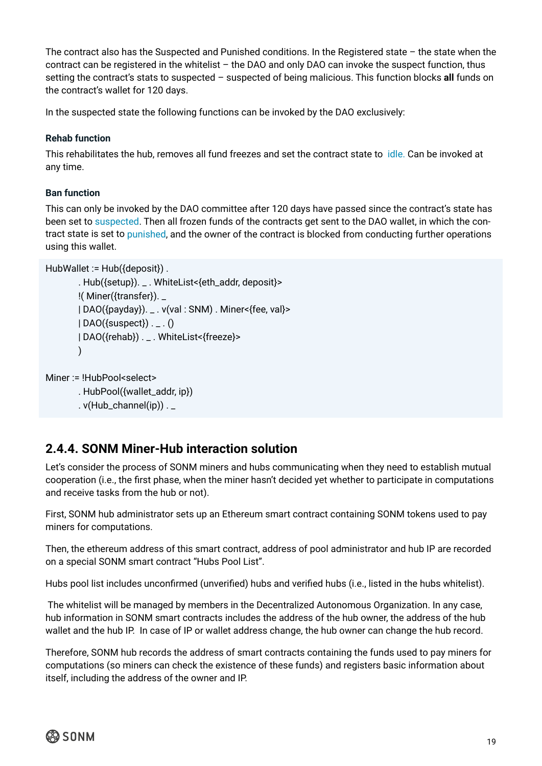The contract also has the Suspected and Punished conditions. In the Registered state – the state when the contract can be registered in the whitelist – the DAO and only DAO can invoke the suspect function, thus setting the contract's stats to suspected – suspected of being malicious. This function blocks **all** funds on the contract's wallet for 120 days.

In the suspected state the following functions can be invoked by the DAO exclusively:

#### Rehab function

This rehabilitates the hub, removes all fund freezes and set the contract state to idle. Can be invoked at any time.

#### Ban function

This can only be invoked by the DAO committee after 120 days have passed since the contract's state has been set to suspected. Then all frozen funds of the contracts get sent to the DAO wallet, in which the contract state is set to punished, and the owner of the contract is blocked from conducting further operations using this wallet.

```
HubWallet := Hub({deposit}) .
        . Hub({setup}). _ . WhiteList<{eth_addr, deposit}>
        !( Miner({transfer}). _
        | DAO({payday}). _ . v(val : SNM) . Miner<{fee, val}>
        | DAO({suspect}) . _ . ()
        | DAO({rehab}) . _ . WhiteList<{freeze}>
        )

Miner := !HubPool<select>
        . HubPool({wallet_addr, ip})
        . v(Hub_channel(ip)) . _
```

## 2.4.4. SONM Miner-Hub interaction solution

Let's consider the process of SONM miners and hubs communicating when they need to establish mutual cooperation (i.e., the first phase, when the miner hasn't decided yet whether to participate in computations and receive tasks from the hub or not).

First, SONM hub administrator sets up an Ethereum smart contract containing SONM tokens used to pay miners for computations.

Then, the ethereum address of this smart contract, address of pool administrator and hub IP are recorded on a special SONM smart contract "Hubs Pool List".

Hubs pool list includes unconfirmed (unverified) hubs and verified hubs (i.e., listed in the hubs whitelist).

The whitelist will be managed by members in the Decentralized Autonomous Organization. In any case, hub information in SONM smart contracts includes the address of the hub owner, the address of the hub wallet and the hub IP. In case of IP or wallet address change, the hub owner can change the hub record.

Therefore, SONM hub records the address of smart contracts containing the funds used to pay miners for computations (so miners can check the existence of these funds) and registers basic information about itself, including the address of the owner and IP.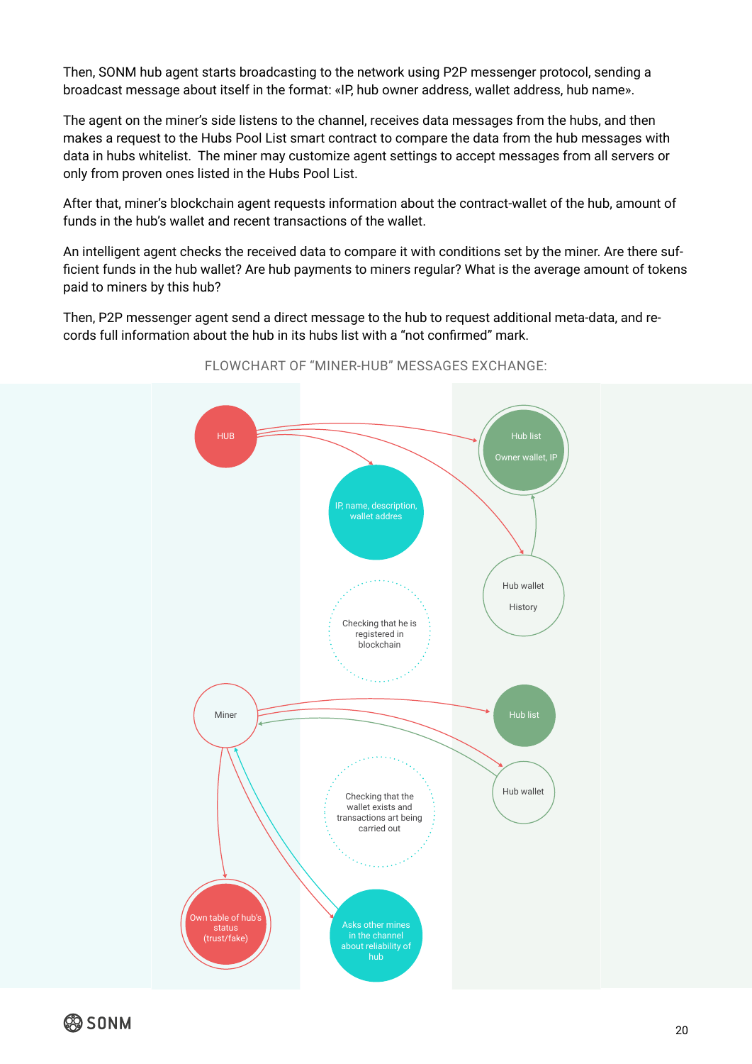Then, SONM hub agent starts broadcasting to the network using P2P messenger protocol, sending a broadcast message about itself in the format: «IP, hub owner address, wallet address, hub name».

The agent on the miner's side listens to the channel, receives data messages from the hubs, and then makes a request to the Hubs Pool List smart contract to compare the data from the hub messages with data in hubs whitelist. The miner may customize agent settings to accept messages from all servers or only from proven ones listed in the Hubs Pool List.

After that, miner's blockchain agent requests information about the contract-wallet of the hub, amount of funds in the hub's wallet and recent transactions of the wallet.

An intelligent agent checks the received data to compare it with conditions set by the miner. Are there sufficient funds in the hub wallet? Are hub payments to miners regular? What is the average amount of tokens paid to miners by this hub?

Then, P2P messenger agent send a direct message to the hub to request additional meta-data, and records full information about the hub in its hubs list with a "not confirmed" mark.

FLOWCHART OF "MINER-HUB" MESSAGES EXCHANGE:

HUB

IP, name, description, wallet addres

Hub list

Owner wallet, IP

Hub wallet

History

Checking that he is registered in blockchain

Miner

Hub list

Hub wallet

Checking that the wallet exists and transactions art being carried out

Own table of hub's status (trust/fake)

Asks other mines in the channel about reliability of hub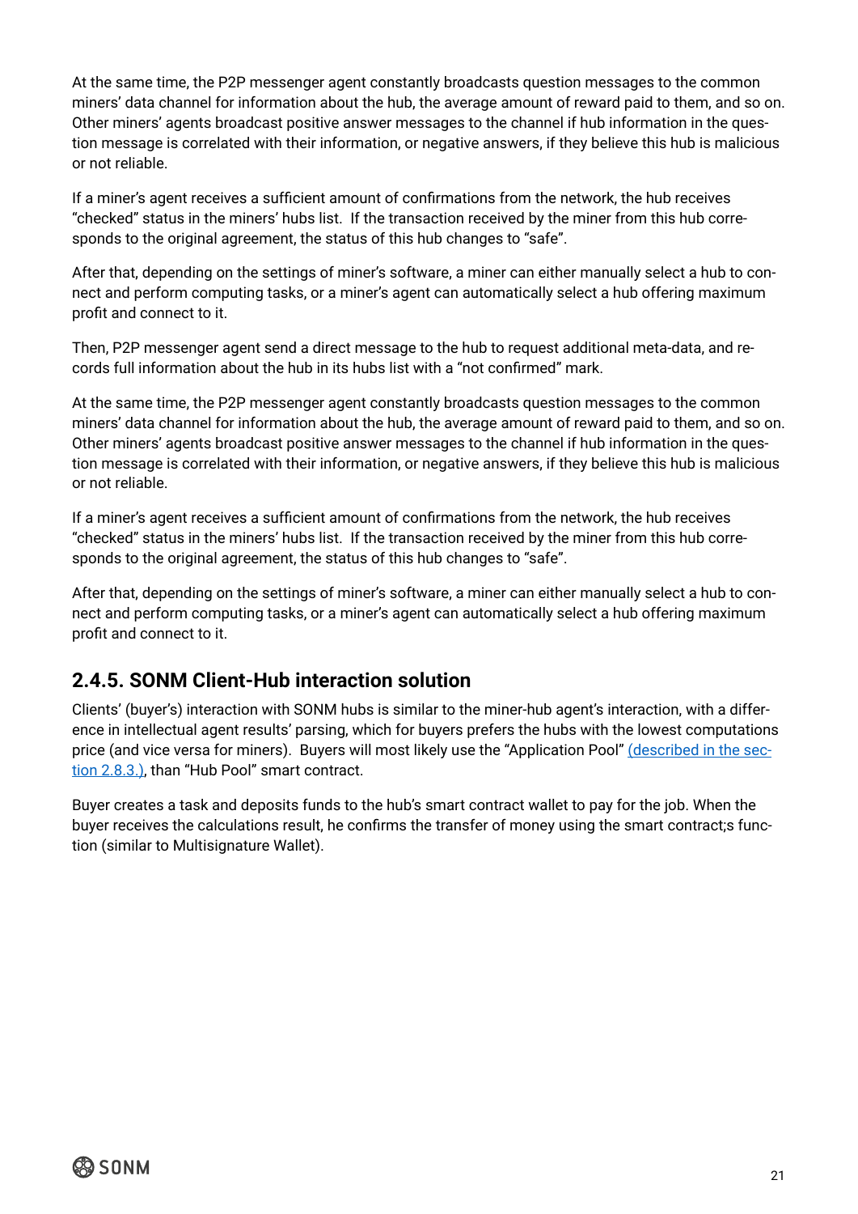At the same time, the P2P messenger agent constantly broadcasts question messages to the common miners' data channel for information about the hub, the average amount of reward paid to them, and so on. Other miners' agents broadcast positive answer messages to the channel if hub information in the question message is correlated with their information, or negative answers, if they believe this hub is malicious or not reliable.

If a miner's agent receives a sufficient amount of confirmations from the network, the hub receives "checked" status in the miners' hubs list. If the transaction received by the miner from this hub corresponds to the original agreement, the status of this hub changes to "safe".

After that, depending on the settings of miner's software, a miner can either manually select a hub to connect and perform computing tasks, or a miner's agent can automatically select a hub offering maximum profit and connect to it.

Then, P2P messenger agent send a direct message to the hub to request additional meta-data, and records full information about the hub in its hubs list with a "not confirmed" mark.

At the same time, the P2P messenger agent constantly broadcasts question messages to the common miners' data channel for information about the hub, the average amount of reward paid to them, and so on. Other miners' agents broadcast positive answer messages to the channel if hub information in the question message is correlated with their information, or negative answers, if they believe this hub is malicious or not reliable.

If a miner's agent receives a sufficient amount of confirmations from the network, the hub receives "checked" status in the miners' hubs list. If the transaction received by the miner from this hub corresponds to the original agreement, the status of this hub changes to "safe".

After that, depending on the settings of miner's software, a miner can either manually select a hub to connect and perform computing tasks, or a miner's agent can automatically select a hub offering maximum profit and connect to it.

### 2.4.5. SONM Client-Hub interaction solution

Clients' (buyer's) interaction with SONM hubs is similar to the miner-hub agent's interaction, with a difference in intellectual agent results' parsing, which for buyers prefers the hubs with the lowest computations price (and vice versa for miners). Buyers will most likely use the "Application Pool" (described in the section 2.8.3.), than "Hub Pool" smart contract.

Buyer creates a task and deposits funds to the hub's smart contract wallet to pay for the job. When the buyer receives the calculations result, he confirms the transfer of money using the smart contract;s function (similar to Multisignature Wallet).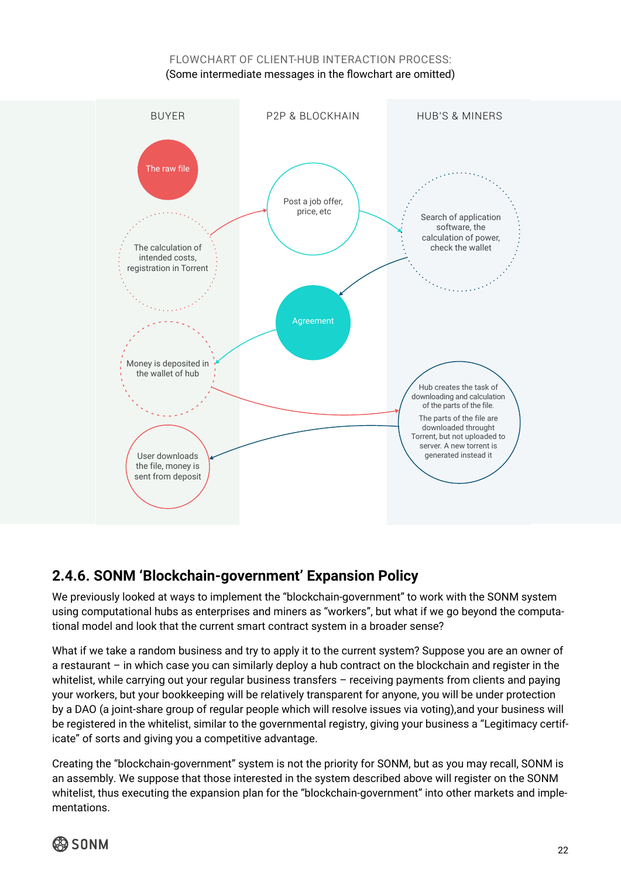FLOWCHART OF CLIENT-HUB INTERACTION PROCESS:
(Some intermediate messages in the flowchart are omitted)

BUYER

P2P & BLOCKHAIN

HUB'S & MINERS

The raw file

The calculation of intended costs, registration in Torrent

Post a job offer, price, etc

Search of application software, the calculation of power, check the wallet

Agreement

Money is deposited in the wallet of hub

Hub creates the task of downloading and calculation of the parts of the file.

The parts of the file are downloaded throught Torrent, but not uploaded to server. A new torrent is generated instead it

User downloads the file, money is sent from deposit

## 2.4.6. SONM 'Blockchain-government' Expansion Policy

We previously looked at ways to implement the "blockchain-government" to work with the SONM system using computational hubs as enterprises and miners as "workers", but what if we go beyond the computational model and look that the current smart contract system in a broader sense?

What if we take a random business and try to apply it to the current system? Suppose you are an owner of a restaurant – in which case you can similarly deploy a hub contract on the blockchain and register in the whitelist, while carrying out your regular business transfers – receiving payments from clients and paying your workers, but your bookkeeping will be relatively transparent for anyone, you will be under protection by a DAO (a joint-share group of regular people which will resolve issues via voting),and your business will be registered in the whitelist, similar to the governmental registry, giving your business a "Legitimacy certificate" of sorts and giving you a competitive advantage.

Creating the "blockchain-government" system is not the priority for SONM, but as you may recall, SONM is an assembly. We suppose that those interested in the system described above will register on the SONM whitelist, thus executing the expansion plan for the "blockchain-government" into other markets and implementations.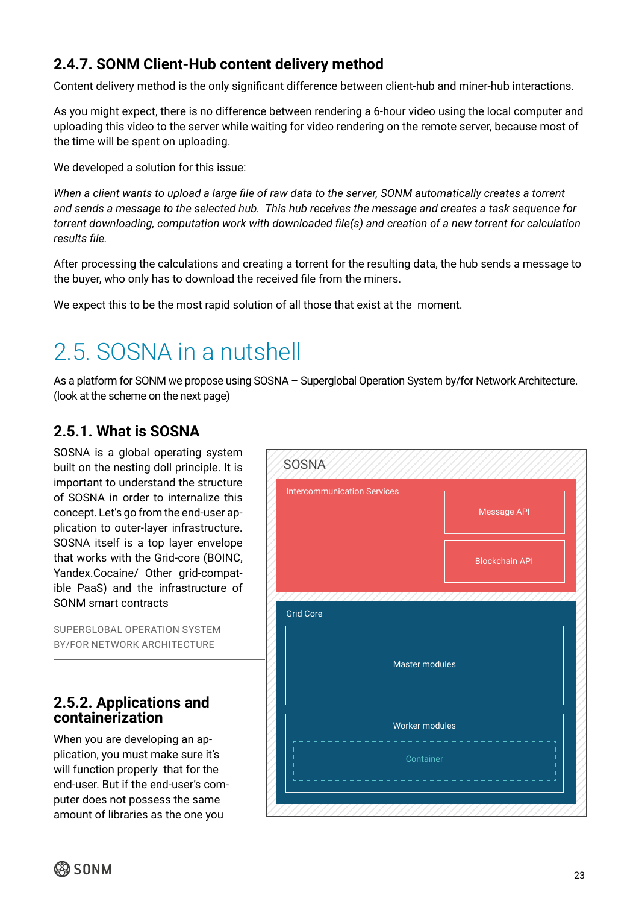### 2.4.7. SONM Client-Hub content delivery method

Content delivery method is the only significant difference between client-hub and miner-hub interactions.

As you might expect, there is no difference between rendering a 6-hour video using the local computer and uploading this video to the server while waiting for video rendering on the remote server, because most of the time will be spent on uploading.

We developed a solution for this issue:

*When a client wants to upload a large file of raw data to the server, SONM automatically creates a torrent and sends a message to the selected hub. This hub receives the message and creates a task sequence for torrent downloading, computation work with downloaded file(s) and creation of a new torrent for calculation results file.*

After processing the calculations and creating a torrent for the resulting data, the hub sends a message to the buyer, who only has to download the received file from the miners.

We expect this to be the most rapid solution of all those that exist at the moment.

## 2.5. SOSNA in a nutshell

As a platform for SONM we propose using SOSNA – Superglobal Operation System by/for Network Architecture. (look at the scheme on the next page)

### 2.5.1. What is SOSNA

SOSNA is a global operating system built on the nesting doll principle. It is important to understand the structure of SOSNA in order to internalize this concept. Let's go from the end-user application to outer-layer infrastructure. SOSNA itself is a top layer envelope that works with the Grid-core (BOINC, Yandex.Cocaine/ Other grid-compatible PaaS) and the infrastructure of SONM smart contracts

SUPERGLOBAL OPERATION SYSTEM BY/FOR NETWORK ARCHITECTURE

SOSNA

Intercommunication Services

Message API

Blockchain API

Grid Core

Master modules

Worker modules

Container

### 2.5.2. Applications and containerization

When you are developing an application, you must make sure it's will function properly that for the end-user. But if the end-user's computer does not possess the same amount of libraries as the one you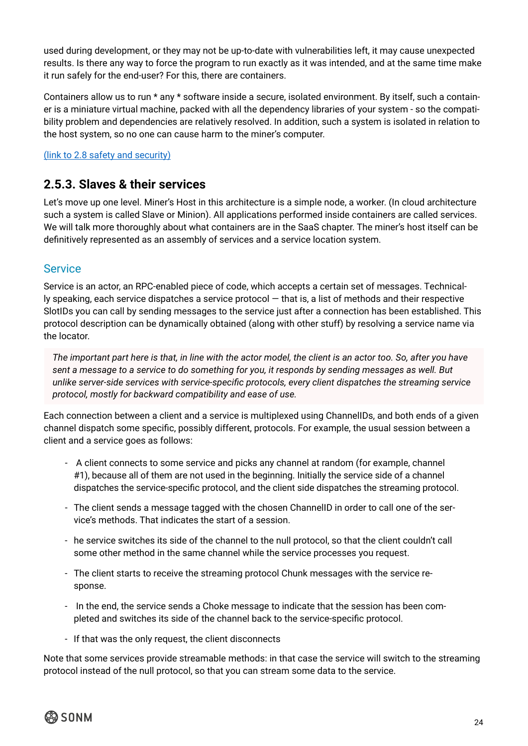used during development, or they may not be up-to-date with vulnerabilities left, it may cause unexpected results. Is there any way to force the program to run exactly as it was intended, and at the same time make it run safely for the end-user? For this, there are containers.

Containers allow us to run * any * software inside a secure, isolated environment. By itself, such a container is a miniature virtual machine, packed with all the dependency libraries of your system - so the compatibility problem and dependencies are relatively resolved. In addition, such a system is isolated in relation to the host system, so no one can cause harm to the miner's computer.

(link to 2.8 safety and security)

## 2.5.3. Slaves & their services

Let's move up one level. Miner's Host in this architecture is a simple node, a worker. (In cloud architecture such a system is called Slave or Minion). All applications performed inside containers are called services. We will talk more thoroughly about what containers are in the SaaS chapter. The miner's host itself can be definitively represented as an assembly of services and a service location system.

### Service

Service is an actor, an RPC-enabled piece of code, which accepts a certain set of messages. Technically speaking, each service dispatches a service protocol — that is, a list of methods and their respective SlotIDs you can call by sending messages to the service just after a connection has been established. This protocol description can be dynamically obtained (along with other stuff) by resolving a service name via the locator.

> *The important part here is that, in line with the actor model, the client is an actor too. So, after you have sent a message to a service to do something for you, it responds by sending messages as well. But unlike server-side services with service-specific protocols, every client dispatches the streaming service protocol, mostly for backward compatibility and ease of use.*

Each connection between a client and a service is multiplexed using ChannelIDs, and both ends of a given channel dispatch some specific, possibly different, protocols. For example, the usual session between a client and a service goes as follows:

- A client connects to some service and picks any channel at random (for example, channel #1), because all of them are not used in the beginning. Initially the service side of a channel dispatches the service-specific protocol, and the client side dispatches the streaming protocol.
- The client sends a message tagged with the chosen ChannelID in order to call one of the service's methods. That indicates the start of a session.
- he service switches its side of the channel to the null protocol, so that the client couldn't call some other method in the same channel while the service processes you request.
- The client starts to receive the streaming protocol Chunk messages with the service response.
- In the end, the service sends a Choke message to indicate that the session has been completed and switches its side of the channel back to the service-specific protocol.
- If that was the only request, the client disconnects

Note that some services provide streamable methods: in that case the service will switch to the streaming protocol instead of the null protocol, so that you can stream some data to the service.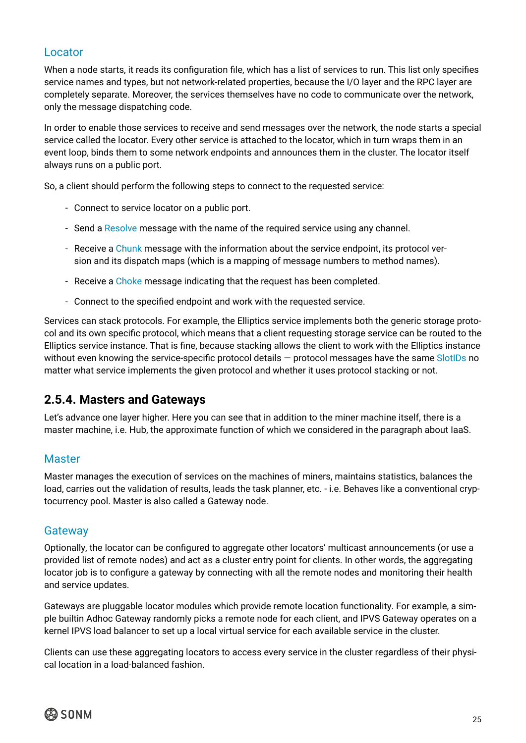### Locator

When a node starts, it reads its configuration file, which has a list of services to run. This list only specifies service names and types, but not network-related properties, because the I/O layer and the RPC layer are completely separate. Moreover, the services themselves have no code to communicate over the network, only the message dispatching code.

In order to enable those services to receive and send messages over the network, the node starts a special service called the locator. Every other service is attached to the locator, which in turn wraps them in an event loop, binds them to some network endpoints and announces them in the cluster. The locator itself always runs on a public port.

So, a client should perform the following steps to connect to the requested service:

- Connect to service locator on a public port.
- Send a Resolve message with the name of the required service using any channel.
- Receive a Chunk message with the information about the service endpoint, its protocol version and its dispatch maps (which is a mapping of message numbers to method names).
- Receive a Choke message indicating that the request has been completed.
- Connect to the specified endpoint and work with the requested service.

Services can stack protocols. For example, the Elliptics service implements both the generic storage protocol and its own specific protocol, which means that a client requesting storage service can be routed to the Elliptics service instance. That is fine, because stacking allows the client to work with the Elliptics instance without even knowing the service-specific protocol details — protocol messages have the same SlotIDs no matter what service implements the given protocol and whether it uses protocol stacking or not.

## 2.5.4. Masters and Gateways

Let's advance one layer higher. Here you can see that in addition to the miner machine itself, there is a master machine, i.e. Hub, the approximate function of which we considered in the paragraph about IaaS.

### Master

Master manages the execution of services on the machines of miners, maintains statistics, balances the load, carries out the validation of results, leads the task planner, etc. - i.e. Behaves like a conventional cryptocurrency pool. Master is also called a Gateway node.

### Gateway

Optionally, the locator can be configured to aggregate other locators' multicast announcements (or use a provided list of remote nodes) and act as a cluster entry point for clients. In other words, the aggregating locator job is to configure a gateway by connecting with all the remote nodes and monitoring their health and service updates.

Gateways are pluggable locator modules which provide remote location functionality. For example, a simple builtin Adhoc Gateway randomly picks a remote node for each client, and IPVS Gateway operates on a kernel IPVS load balancer to set up a local virtual service for each available service in the cluster.

Clients can use these aggregating locators to access every service in the cluster regardless of their physical location in a load-balanced fashion.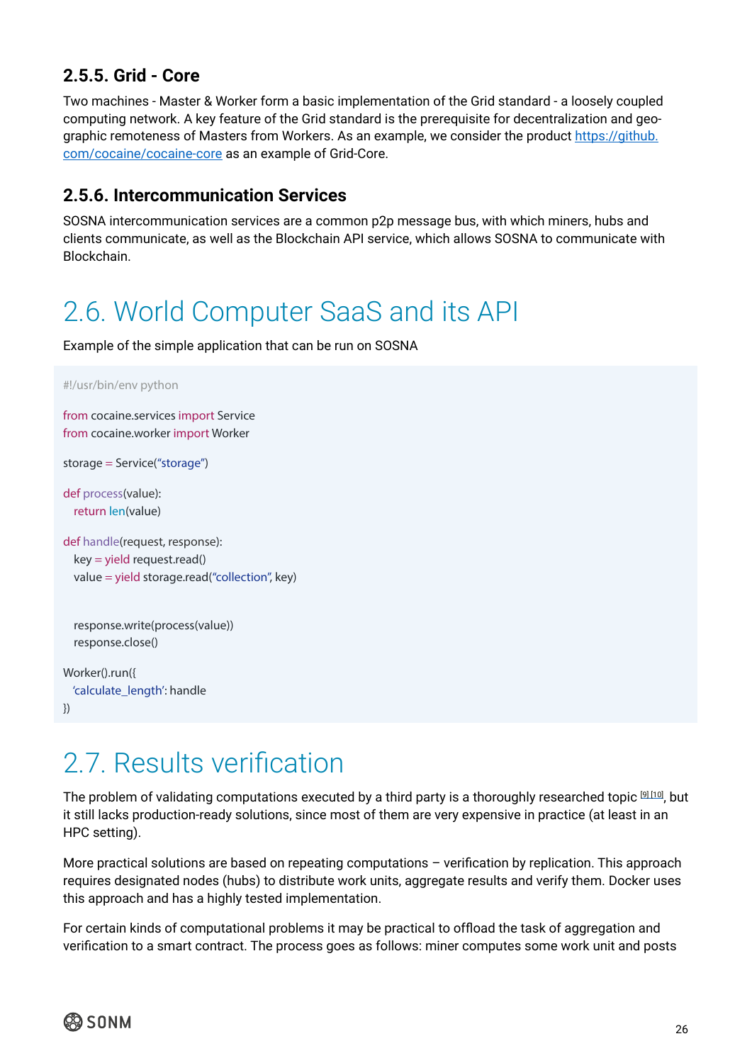### 2.5.5. Grid - Core

Two machines - Master & Worker form a basic implementation of the Grid standard - a loosely coupled computing network. A key feature of the Grid standard is the prerequisite for decentralization and geographic remoteness of Masters from Workers. As an example, we consider the product https://github.com/cocaine/cocaine-core as an example of Grid-Core.

### 2.5.6. Intercommunication Services

SOSNA intercommunication services are a common p2p message bus, with which miners, hubs and clients communicate, as well as the Blockchain API service, which allows SOSNA to communicate with Blockchain.

## 2.6. World Computer SaaS and its API

Example of the simple application that can be run on SOSNA

```
#!/usr/bin/env python

from cocaine.services import Service
from cocaine.worker import Worker

storage = Service("storage")

def process(value):
    return len(value)

def handle(request, response):
    key = yield request.read()
    value = yield storage.read("collection", key)


    response.write(process(value))
    response.close()

Worker().run({
   'calculate_length': handle
})
```

## 2.7. Results verification

The problem of validating computations executed by a third party is a thoroughly researched topic [9] [10], but it still lacks production-ready solutions, since most of them are very expensive in practice (at least in an HPC setting).

More practical solutions are based on repeating computations – verification by replication. This approach requires designated nodes (hubs) to distribute work units, aggregate results and verify them. Docker uses this approach and has a highly tested implementation.

For certain kinds of computational problems it may be practical to offload the task of aggregation and verification to a smart contract. The process goes as follows: miner computes some work unit and posts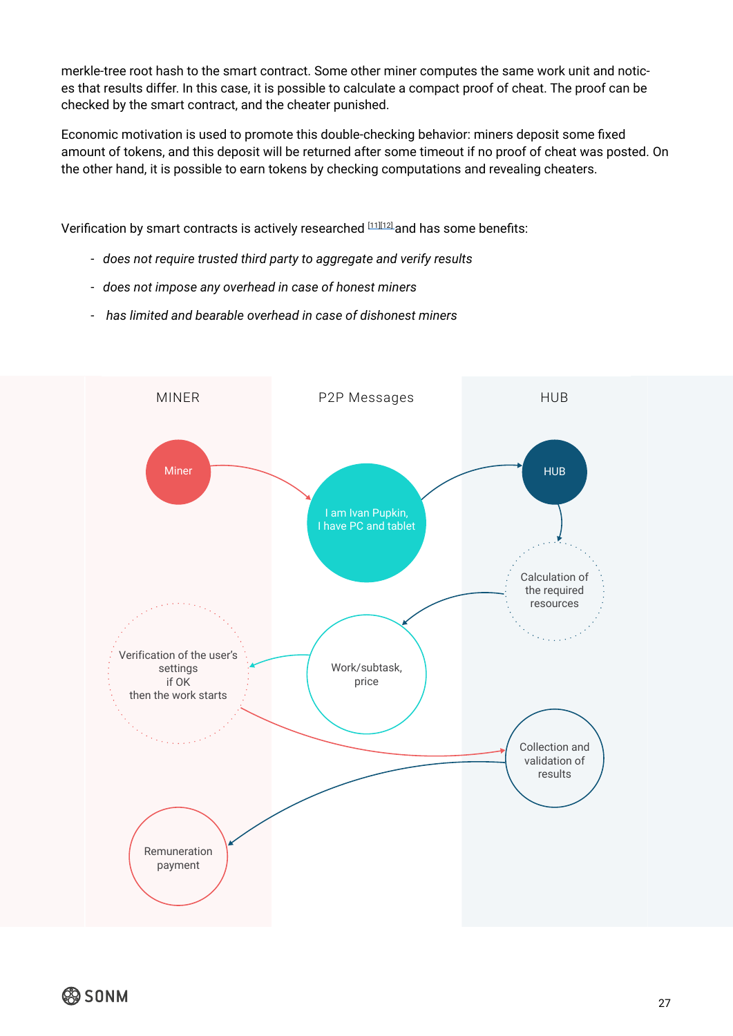merkle-tree root hash to the smart contract. Some other miner computes the same work unit and notices that results differ. In this case, it is possible to calculate a compact proof of cheat. The proof can be checked by the smart contract, and the cheater punished.

Economic motivation is used to promote this double-checking behavior: miners deposit some fixed amount of tokens, and this deposit will be returned after some timeout if no proof of cheat was posted. On the other hand, it is possible to earn tokens by checking computations and revealing cheaters.

Verification by smart contracts is actively researched [11][12] and has some benefits:

- *does not require trusted third party to aggregate and verify results*
- *does not impose any overhead in case of honest miners*
- *has limited and bearable overhead in case of dishonest miners*

MINER

P2P Messages

HUB

Miner

I am Ivan Pupkin,
I have PC and tablet

HUB

Calculation of the required resources

Work/subtask, price

Verification of the user's settings
if OK
then the work starts

Collection and validation of results

Remuneration payment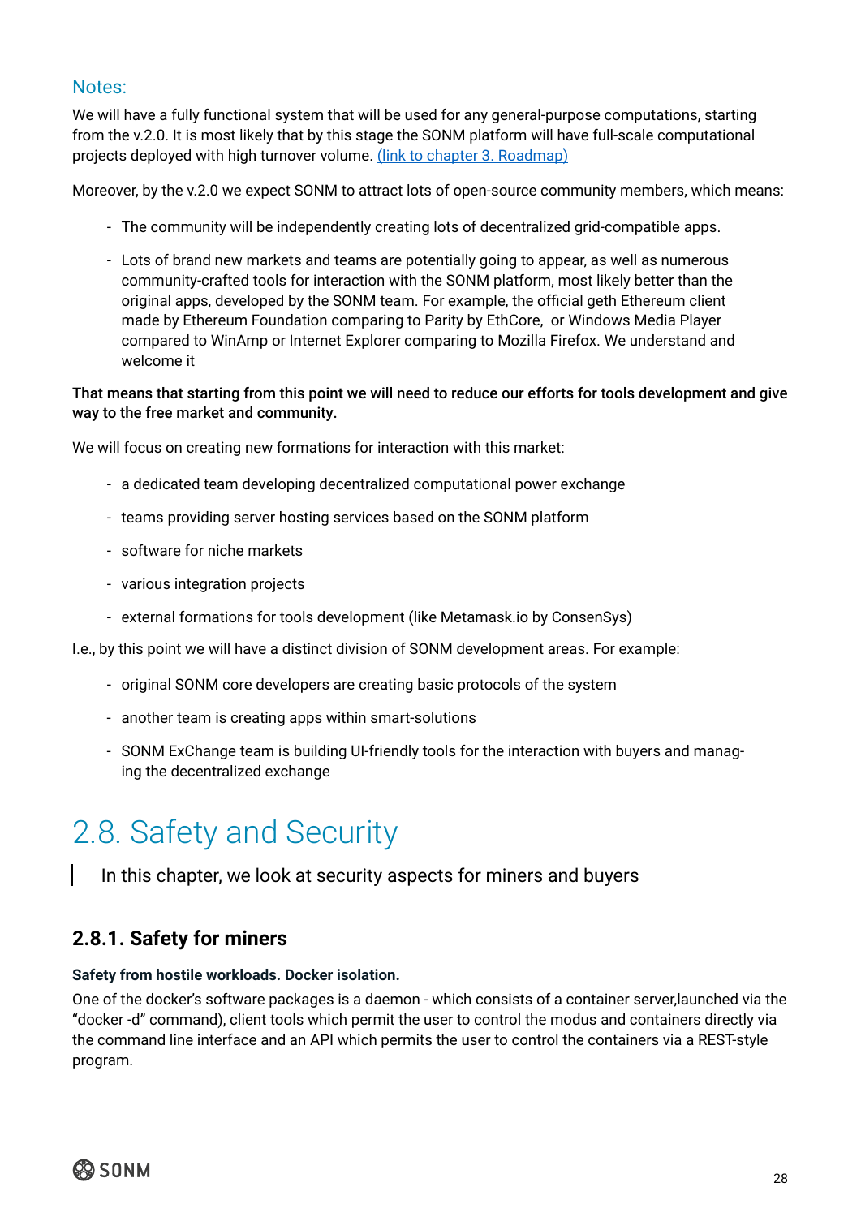### Notes:

We will have a fully functional system that will be used for any general-purpose computations, starting from the v.2.0. It is most likely that by this stage the SONM platform will have full-scale computational projects deployed with high turnover volume. [(link to chapter 3. Roadmap)]

Moreover, by the v.2.0 we expect SONM to attract lots of open-source community members, which means:

- The community will be independently creating lots of decentralized grid-compatible apps.
- Lots of brand new markets and teams are potentially going to appear, as well as numerous community-crafted tools for interaction with the SONM platform, most likely better than the original apps, developed by the SONM team. For example, the official geth Ethereum client made by Ethereum Foundation comparing to Parity by EthCore, or Windows Media Player compared to WinAmp or Internet Explorer comparing to Mozilla Firefox. We understand and welcome it

**That means that starting from this point we will need to reduce our efforts for tools development and give way to the free market and community.**

We will focus on creating new formations for interaction with this market:

- a dedicated team developing decentralized computational power exchange
- teams providing server hosting services based on the SONM platform
- software for niche markets
- various integration projects
- external formations for tools development (like Metamask.io by ConsenSys)

I.e., by this point we will have a distinct division of SONM development areas. For example:

- original SONM core developers are creating basic protocols of the system
- another team is creating apps within smart-solutions
- SONM ExChange team is building UI-friendly tools for the interaction with buyers and managing the decentralized exchange

# 2.8. Safety and Security

> In this chapter, we look at security aspects for miners and buyers

## 2.8.1. Safety for miners

**Safety from hostile workloads. Docker isolation.**

One of the docker's software packages is a daemon - which consists of a container server,launched via the "docker -d" command), client tools which permit the user to control the modus and containers directly via the command line interface and an API which permits the user to control the containers via a REST-style program.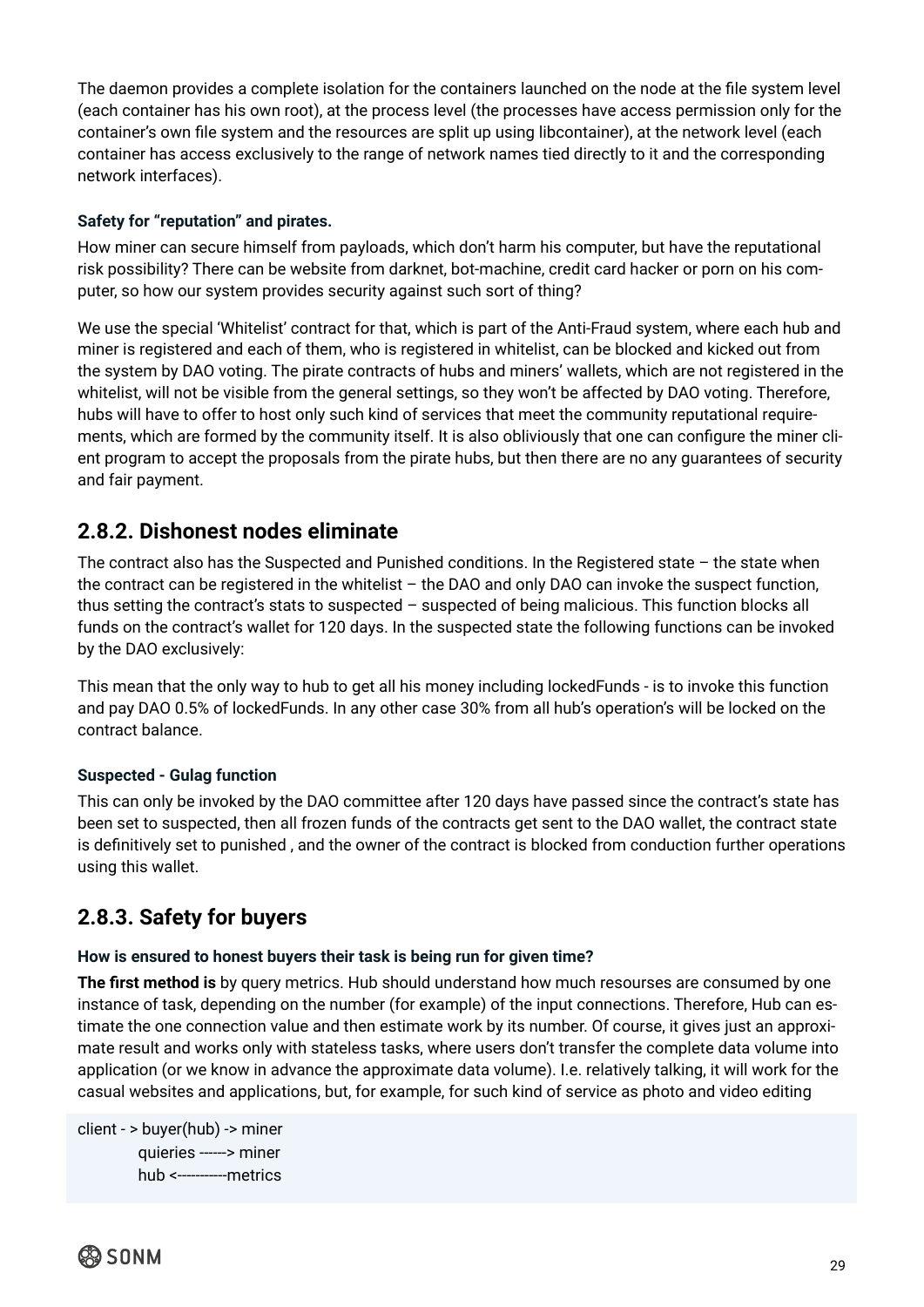The daemon provides a complete isolation for the containers launched on the node at the file system level (each container has his own root), at the process level (the processes have access permission only for the container's own file system and the resources are split up using libcontainer), at the network level (each container has access exclusively to the range of network names tied directly to it and the corresponding network interfaces).

#### Safety for "reputation" and pirates.

How miner can secure himself from payloads, which don't harm his computer, but have the reputational risk possibility? There can be website from darknet, bot-machine, credit card hacker or porn on his computer, so how our system provides security against such sort of thing?

We use the special 'Whitelist' contract for that, which is part of the Anti-Fraud system, where each hub and miner is registered and each of them, who is registered in whitelist, can be blocked and kicked out from the system by DAO voting. The pirate contracts of hubs and miners' wallets, which are not registered in the whitelist, will not be visible from the general settings, so they won't be affected by DAO voting. Therefore, hubs will have to offer to host only such kind of services that meet the community reputational requirements, which are formed by the community itself. It is also obliviously that one can configure the miner client program to accept the proposals from the pirate hubs, but then there are no any guarantees of security and fair payment.

## 2.8.2. Dishonest nodes eliminate

The contract also has the Suspected and Punished conditions. In the Registered state – the state when the contract can be registered in the whitelist – the DAO and only DAO can invoke the suspect function, thus setting the contract's stats to suspected – suspected of being malicious. This function blocks all funds on the contract's wallet for 120 days. In the suspected state the following functions can be invoked by the DAO exclusively:

This mean that the only way to hub to get all his money including lockedFunds - is to invoke this function and pay DAO 0.5% of lockedFunds. In any other case 30% from all hub's operation's will be locked on the contract balance.

#### Suspected - Gulag function

This can only be invoked by the DAO committee after 120 days have passed since the contract's state has been set to suspected, then all frozen funds of the contracts get sent to the DAO wallet, the contract state is definitively set to punished , and the owner of the contract is blocked from conduction further operations using this wallet.

## 2.8.3. Safety for buyers

#### How is ensured to honest buyers their task is being run for given time?

**The first method is** by query metrics. Hub should understand how much resourses are consumed by one instance of task, depending on the number (for example) of the input connections. Therefore, Hub can estimate the one connection value and then estimate work by its number. Of course, it gives just an approximate result and works only with stateless tasks, where users don't transfer the complete data volume into application (or we know in advance the approximate data volume). I.e. relatively talking, it will work for the casual websites and applications, but, for example, for such kind of service as photo and video editing

```
client - > buyer(hub) -> miner
          quieries ------> miner
          hub <-----------metrics
```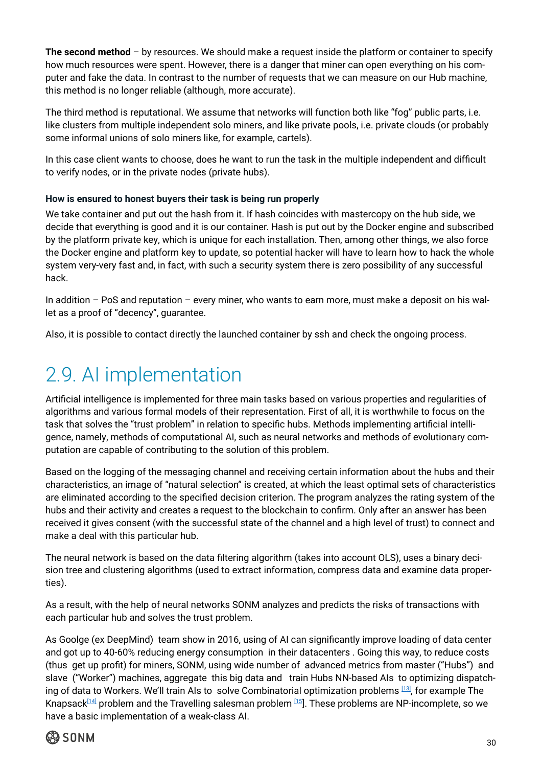**The second method** – by resources. We should make a request inside the platform or container to specify how much resources were spent. However, there is a danger that miner can open everything on his computer and fake the data. In contrast to the number of requests that we can measure on our Hub machine, this method is no longer reliable (although, more accurate).

The third method is reputational. We assume that networks will function both like "fog" public parts, i.e. like clusters from multiple independent solo miners, and like private pools, i.e. private clouds (or probably some informal unions of solo miners like, for example, cartels).

In this case client wants to choose, does he want to run the task in the multiple independent and difficult to verify nodes, or in the private nodes (private hubs).

#### How is ensured to honest buyers their task is being run properly

We take container and put out the hash from it. If hash coincides with mastercopy on the hub side, we decide that everything is good and it is our container. Hash is put out by the Docker engine and subscribed by the platform private key, which is unique for each installation. Then, among other things, we also force the Docker engine and platform key to update, so potential hacker will have to learn how to hack the whole system very-very fast and, in fact, with such a security system there is zero possibility of any successful hack.

In addition – PoS and reputation – every miner, who wants to earn more, must make a deposit on his wallet as a proof of "decency", guarantee.

Also, it is possible to contact directly the launched container by ssh and check the ongoing process.

## 2.9. AI implementation

Artificial intelligence is implemented for three main tasks based on various properties and regularities of algorithms and various formal models of their representation. First of all, it is worthwhile to focus on the task that solves the "trust problem" in relation to specific hubs. Methods implementing artificial intelligence, namely, methods of computational AI, such as neural networks and methods of evolutionary computation are capable of contributing to the solution of this problem.

Based on the logging of the messaging channel and receiving certain information about the hubs and their characteristics, an image of "natural selection" is created, at which the least optimal sets of characteristics are eliminated according to the specified decision criterion. The program analyzes the rating system of the hubs and their activity and creates a request to the blockchain to confirm. Only after an answer has been received it gives consent (with the successful state of the channel and a high level of trust) to connect and make a deal with this particular hub.

The neural network is based on the data filtering algorithm (takes into account OLS), uses a binary decision tree and clustering algorithms (used to extract information, compress data and examine data properties).

As a result, with the help of neural networks SONM analyzes and predicts the risks of transactions with each particular hub and solves the trust problem.

As Goolge (ex DeepMind) team show in 2016, using of AI can significantly improve loading of data center and got up to 40-60% reducing energy consumption in their datacenters . Going this way, to reduce costs (thus get up profit) for miners, SONM, using wide number of advanced metrics from master ("Hubs") and slave ("Worker") machines, aggregate this big data and train Hubs NN-based AIs to optimizing dispatching of data to Workers. We'll train AIs to solve Combinatorial optimization problems [13], for example The Knapsack[14] problem and the Travelling salesman problem [15]. These problems are NP-incomplete, so we have a basic implementation of a weak-class AI.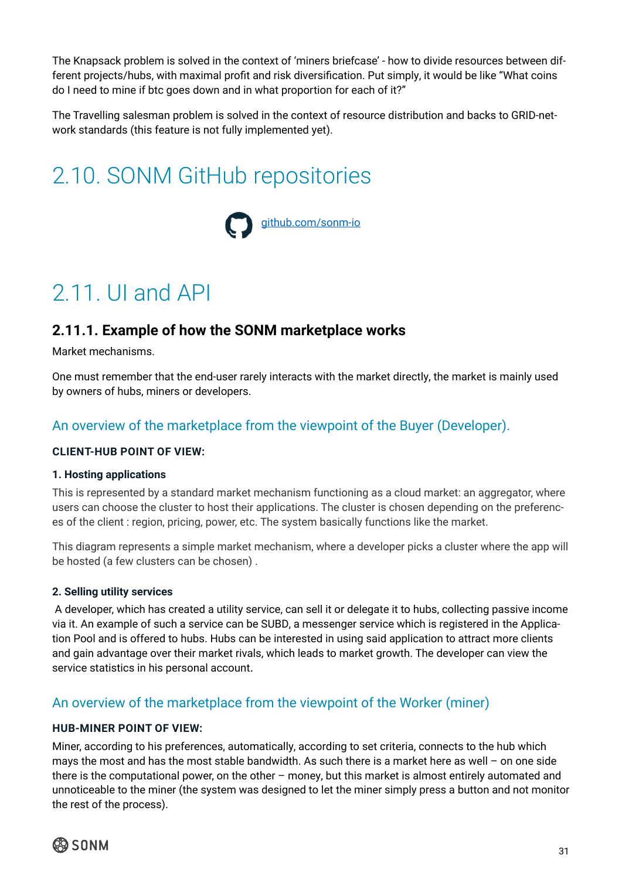The Knapsack problem is solved in the context of 'miners briefcase' - how to divide resources between different projects/hubs, with maximal profit and risk diversification. Put simply, it would be like "What coins do I need to mine if btc goes down and in what proportion for each of it?"

The Travelling salesman problem is solved in the context of resource distribution and backs to GRID-network standards (this feature is not fully implemented yet).

# 2.10. SONM GitHub repositories

[github.com/sonm-io](https://github.com/sonm-io)

# 2.11. UI and API

## 2.11.1. Example of how the SONM marketplace works

Market mechanisms.

One must remember that the end-user rarely interacts with the market directly, the market is mainly used by owners of hubs, miners or developers.

### An overview of the marketplace from the viewpoint of the Buyer (Developer).

**CLIENT-HUB POINT OF VIEW:**

**1. Hosting applications**

This is represented by a standard market mechanism functioning as a cloud market: an aggregator, where users can choose the cluster to host their applications. The cluster is chosen depending on the preferences of the client : region, pricing, power, etc. The system basically functions like the market.

This diagram represents a simple market mechanism, where a developer picks a cluster where the app will be hosted (a few clusters can be chosen) .

**2. Selling utility services**

A developer, which has created a utility service, can sell it or delegate it to hubs, collecting passive income via it. An example of such a service can be SUBD, a messenger service which is registered in the Application Pool and is offered to hubs. Hubs can be interested in using said application to attract more clients and gain advantage over their market rivals, which leads to market growth. The developer can view the service statistics in his personal account.

### An overview of the marketplace from the viewpoint of the Worker (miner)

**HUB-MINER POINT OF VIEW:**

Miner, according to his preferences, automatically, according to set criteria, connects to the hub which mays the most and has the most stable bandwidth. As such there is a market here as well – on one side there is the computational power, on the other – money, but this market is almost entirely automated and unnoticeable to the miner (the system was designed to let the miner simply press a button and not monitor the rest of the process).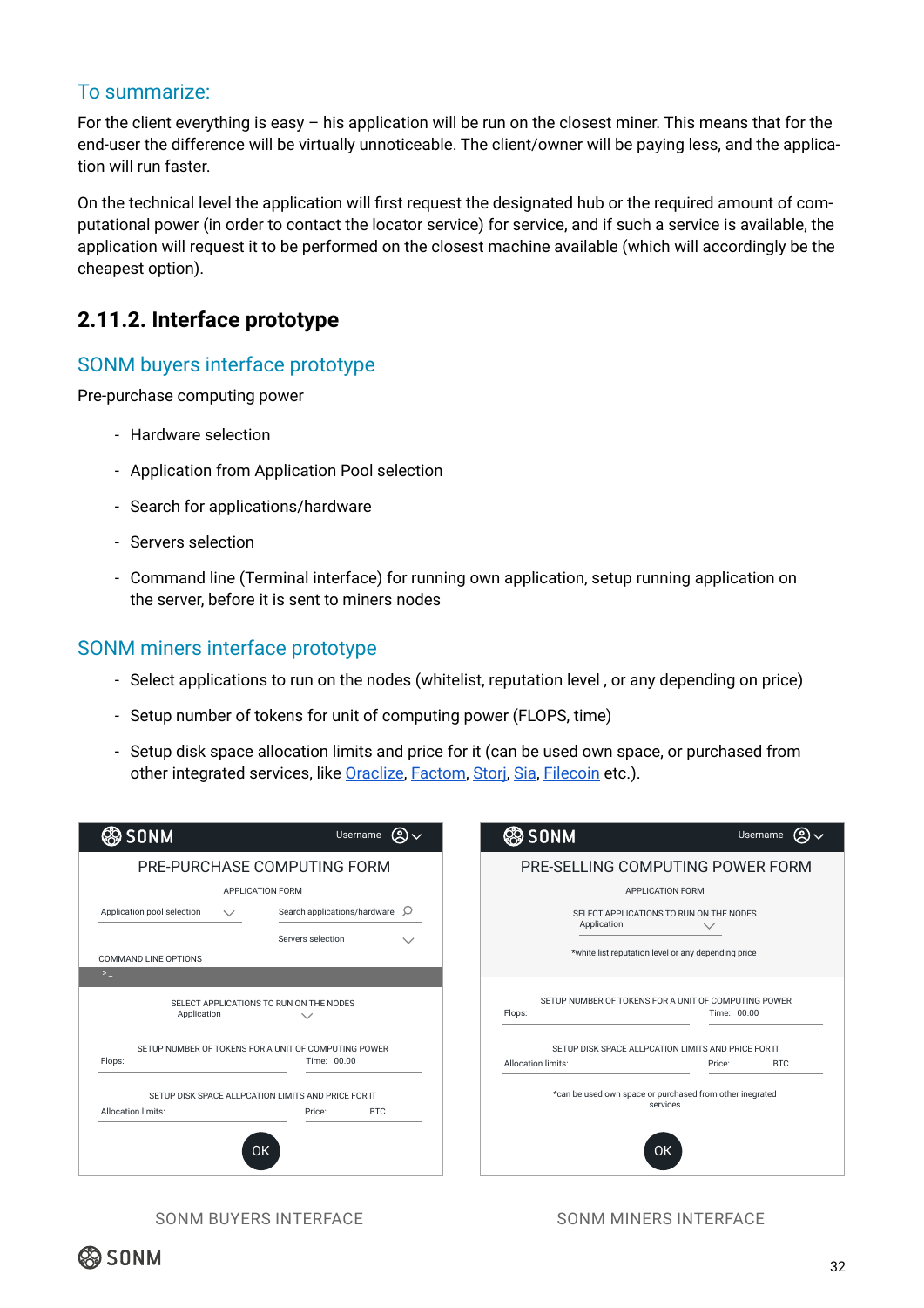### To summarize:

For the client everything is easy – his application will be run on the closest miner. This means that for the end-user the difference will be virtually unnoticeable. The client/owner will be paying less, and the application will run faster.

On the technical level the application will first request the designated hub or the required amount of computational power (in order to contact the locator service) for service, and if such a service is available, the application will request it to be performed on the closest machine available (which will accordingly be the cheapest option).

## 2.11.2. Interface prototype

### SONM buyers interface prototype

Pre-purchase computing power

- Hardware selection
- Application from Application Pool selection
- Search for applications/hardware
- Servers selection
- Command line (Terminal interface) for running own application, setup running application on the server, before it is sent to miners nodes

### SONM miners interface prototype

- Select applications to run on the nodes (whitelist, reputation level , or any depending on price)
- Setup number of tokens for unit of computing power (FLOPS, time)
- Setup disk space allocation limits and price for it (can be used own space, or purchased from other integrated services, like Oraclize, Factom, Storj, Sia, Filecoin etc.).

SONM Username

PRE-PURCHASE COMPUTING FORM

APPLICATION FORM

Application pool selection

Search applications/hardware

Servers selection

COMMAND LINE OPTIONS

>_

SELECT APPLICATIONS TO RUN ON THE NODES
Application

SETUP NUMBER OF TOKENS FOR A UNIT OF COMPUTING POWER
Flops: Time: 00.00

SETUP DISK SPACE ALLPCATION LIMITS AND PRICE FOR IT
Allocation limits: Price: BTC

OK

SONM BUYERS INTERFACE

SONM Username

PRE-SELLING COMPUTING POWER FORM

APPLICATION FORM

SELECT APPLICATIONS TO RUN ON THE NODES
Application

*white list reputation level or any depending price

SETUP NUMBER OF TOKENS FOR A UNIT OF COMPUTING POWER
Flops: Time: 00.00

SETUP DISK SPACE ALLPCATION LIMITS AND PRICE FOR IT
Allocation limits: Price: BTC

*can be used own space or purchased from other inegrated services

OK

SONM MINERS INTERFACE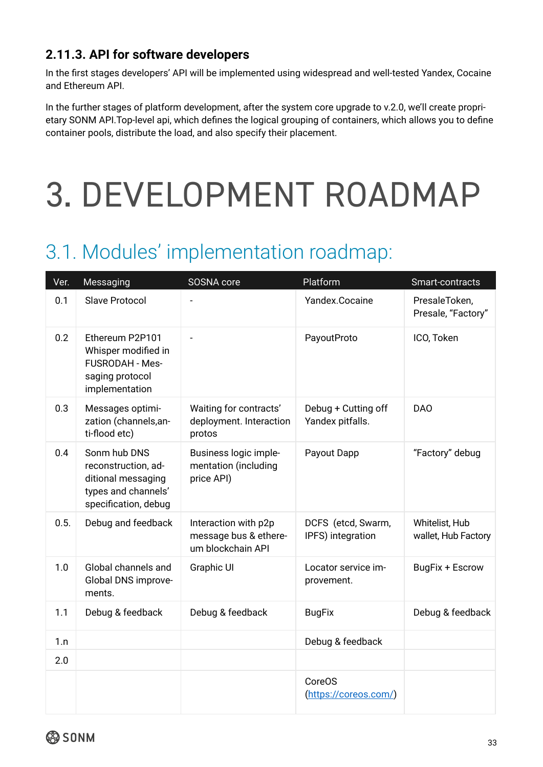### 2.11.3. API for software developers

In the first stages developers' API will be implemented using widespread and well-tested Yandex, Cocaine and Ethereum API.

In the further stages of platform development, after the system core upgrade to v.2.0, we'll create proprietary SONM API.Top-level api, which defines the logical grouping of containers, which allows you to define container pools, distribute the load, and also specify their placement.

# 3. DEVELOPMENT ROADMAP

## 3.1. Modules' implementation roadmap:

| Ver. | Messaging | SOSNA core | Platform | Smart-contracts |
|---|---|---|---|---|
| 0.1 | Slave Protocol | - | Yandex.Cocaine | PresaleToken, Presale, "Factory" |
| 0.2 | Ethereum P2P101 Whisper modified in FUSRODAH - Messaging protocol implementation | - | PayoutProto | ICO, Token |
| 0.3 | Messages optimization (channels,anti-flood etc) | Waiting for contracts' deployment. Interaction protos | Debug + Cutting off Yandex pitfalls. | DAO |
| 0.4 | Sonm hub DNS reconstruction, additional messaging types and channels' specification, debug | Business logic implementation (including price API) | Payout Dapp | "Factory" debug |
| 0.5. | Debug and feedback | Interaction with p2p message bus & ethereum blockchain API | DCFS (etcd, Swarm, IPFS) integration | Whitelist, Hub wallet, Hub Factory |
| 1.0 | Global channels and Global DNS improvements. | Graphic UI | Locator service improvement. | BugFix + Escrow |
| 1.1 | Debug & feedback | Debug & feedback | BugFix | Debug & feedback |
| 1.n | | | Debug & feedback | |
| 2.0 | | | | |
| | | | CoreOS (https://coreos.com/) | |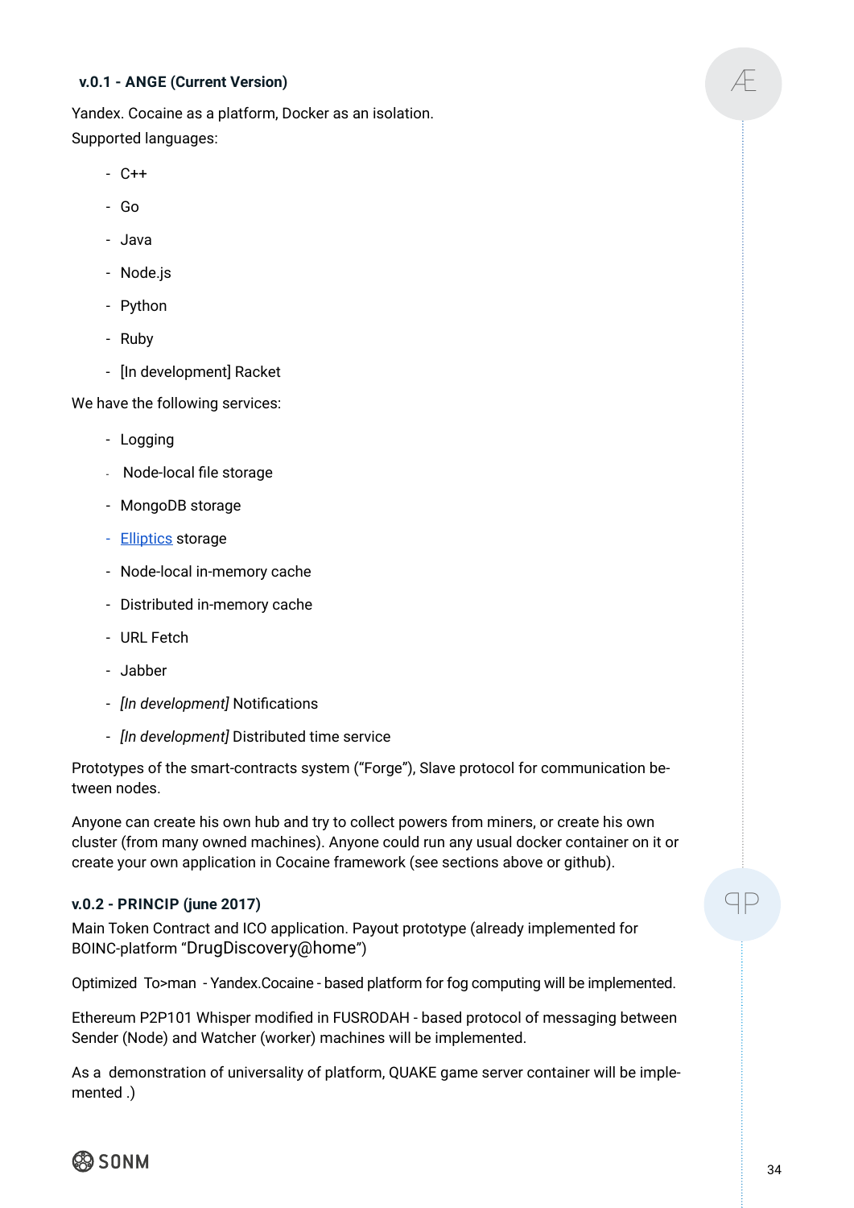**v.0.1 - ANGE (Current Version)**

Yandex. Cocaine as a platform, Docker as an isolation.
Supported languages:

- C++
- Go
- Java
- Node.js
- Python
- Ruby
- [In development] Racket

We have the following services:

- Logging
- Node-local file storage
- MongoDB storage
- Elliptics storage
- Node-local in-memory cache
- Distributed in-memory cache
- URL Fetch
- Jabber
- *[In development]* Notifications
- *[In development]* Distributed time service

Prototypes of the smart-contracts system ("Forge"), Slave protocol for communication between nodes.

Anyone can create his own hub and try to collect powers from miners, or create his own cluster (from many owned machines). Anyone could run any usual docker container on it or create your own application in Cocaine framework (see sections above or github).

**v.0.2 - PRINCIP (june 2017)**

Main Token Contract and ICO application. Payout prototype (already implemented for BOINC-platform "DrugDiscovery@home")

Optimized To>man - Yandex.Cocaine - based platform for fog computing will be implemented.

Ethereum P2P101 Whisper modified in FUSRODAH - based protocol of messaging between Sender (Node) and Watcher (worker) machines will be implemented.

As a demonstration of universality of platform, QUAKE game server container will be implemented .)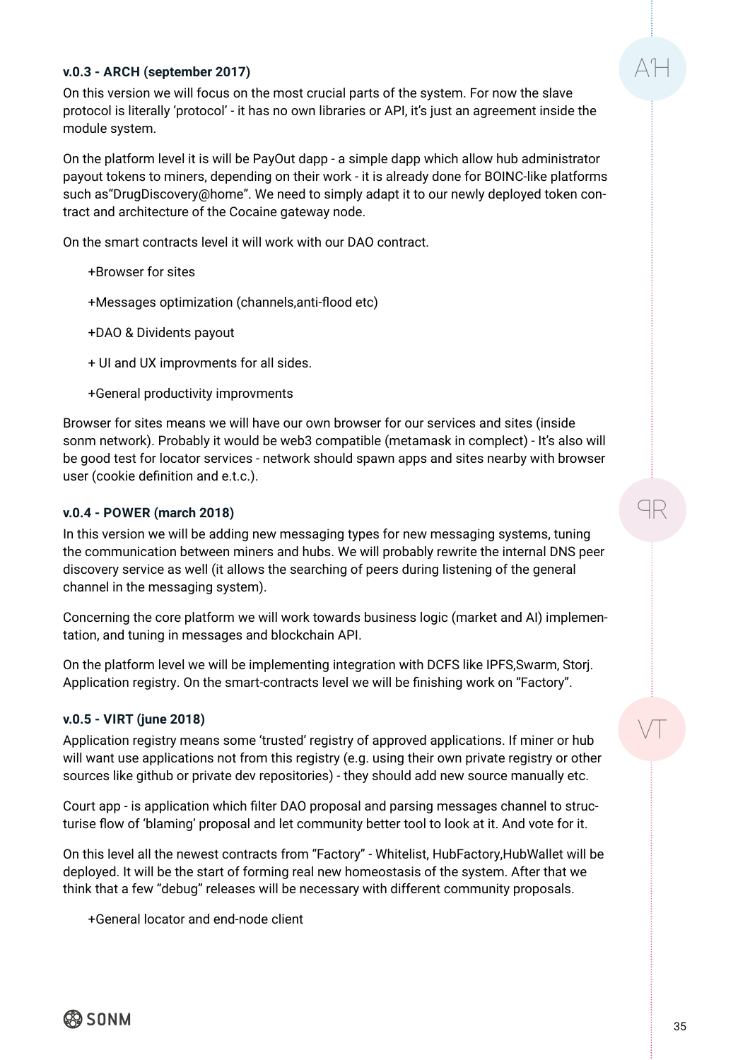**v.0.3 - ARCH (september 2017)**

On this version we will focus on the most crucial parts of the system. For now the slave protocol is literally 'protocol' - it has no own libraries or API, it's just an agreement inside the module system.

On the platform level it is will be PayOut dapp - a simple dapp which allow hub administrator payout tokens to miners, depending on their work - it is already done for BOINC-like platforms such as"DrugDiscovery@home". We need to simply adapt it to our newly deployed token contract and architecture of the Cocaine gateway node.

On the smart contracts level it will work with our DAO contract.

+Browser for sites

+Messages optimization (channels,anti-flood etc)

+DAO & Dividents payout

+ UI and UX improvments for all sides.

+General productivity improvments

Browser for sites means we will have our own browser for our services and sites (inside sonm network). Probably it would be web3 compatible (metamask in complect) - It's also will be good test for locator services - network should spawn apps and sites nearby with browser user (cookie definition and e.t.c.).

**v.0.4 - POWER (march 2018)**

In this version we will be adding new messaging types for new messaging systems, tuning the communication between miners and hubs. We will probably rewrite the internal DNS peer discovery service as well (it allows the searching of peers during listening of the general channel in the messaging system).

Concerning the core platform we will work towards business logic (market and AI) implementation, and tuning in messages and blockchain API.

On the platform level we will be implementing integration with DCFS like IPFS,Swarm, Storj. Application registry. On the smart-contracts level we will be finishing work on "Factory".

**v.0.5 - VIRT (june 2018)**

Application registry means some 'trusted' registry of approved applications. If miner or hub will want use applications not from this registry (e.g. using their own private registry or other sources like github or private dev repositories) - they should add new source manually etc.

Court app - is application which filter DAO proposal and parsing messages channel to structurise flow of 'blaming' proposal and let community better tool to look at it. And vote for it.

On this level all the newest contracts from "Factory" - Whitelist, HubFactory,HubWallet will be deployed. It will be the start of forming real new homeostasis of the system. After that we think that a few "debug" releases will be necessary with different community proposals.

+General locator and end-node client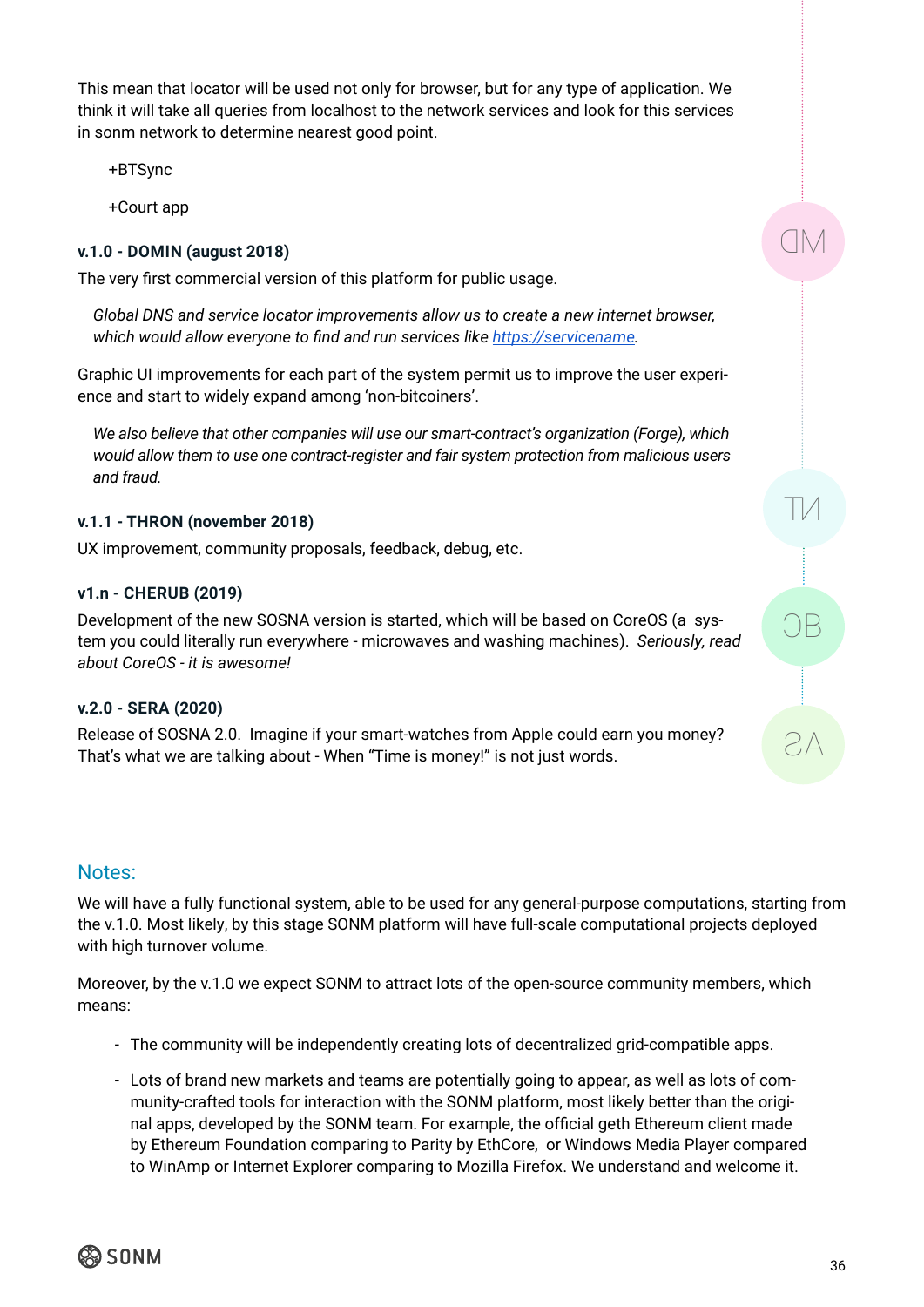This mean that locator will be used not only for browser, but for any type of application. We think it will take all queries from localhost to the network services and look for this services in sonm network to determine nearest good point.

+BTSync

+Court app

**v.1.0 - DOMIN (august 2018)**

The very first commercial version of this platform for public usage.

*Global DNS and service locator improvements allow us to create a new internet browser, which would allow everyone to find and run services like [https://servicename](https://servicename).*

Graphic UI improvements for each part of the system permit us to improve the user experience and start to widely expand among 'non-bitcoiners'.

*We also believe that other companies will use our smart-contract's organization (Forge), which would allow them to use one contract-register and fair system protection from malicious users and fraud.*

**v.1.1 - THRON (november 2018)**

UX improvement, community proposals, feedback, debug, etc.

**v1.n - CHERUB (2019)**

Development of the new SOSNA version is started, which will be based on CoreOS (a system you could literally run everywhere - microwaves and washing machines). *Seriously, read about CoreOS - it is awesome!*

**v.2.0 - SERA (2020)**

Release of SOSNA 2.0. Imagine if your smart-watches from Apple could earn you money? That's what we are talking about - When "Time is money!" is not just words.

## Notes:

We will have a fully functional system, able to be used for any general-purpose computations, starting from the v.1.0. Most likely, by this stage SONM platform will have full-scale computational projects deployed with high turnover volume.

Moreover, by the v.1.0 we expect SONM to attract lots of the open-source community members, which means:

- The community will be independently creating lots of decentralized grid-compatible apps.
- Lots of brand new markets and teams are potentially going to appear, as well as lots of community-crafted tools for interaction with the SONM platform, most likely better than the original apps, developed by the SONM team. For example, the official geth Ethereum client made by Ethereum Foundation comparing to Parity by EthCore, or Windows Media Player compared to WinAmp or Internet Explorer comparing to Mozilla Firefox. We understand and welcome it.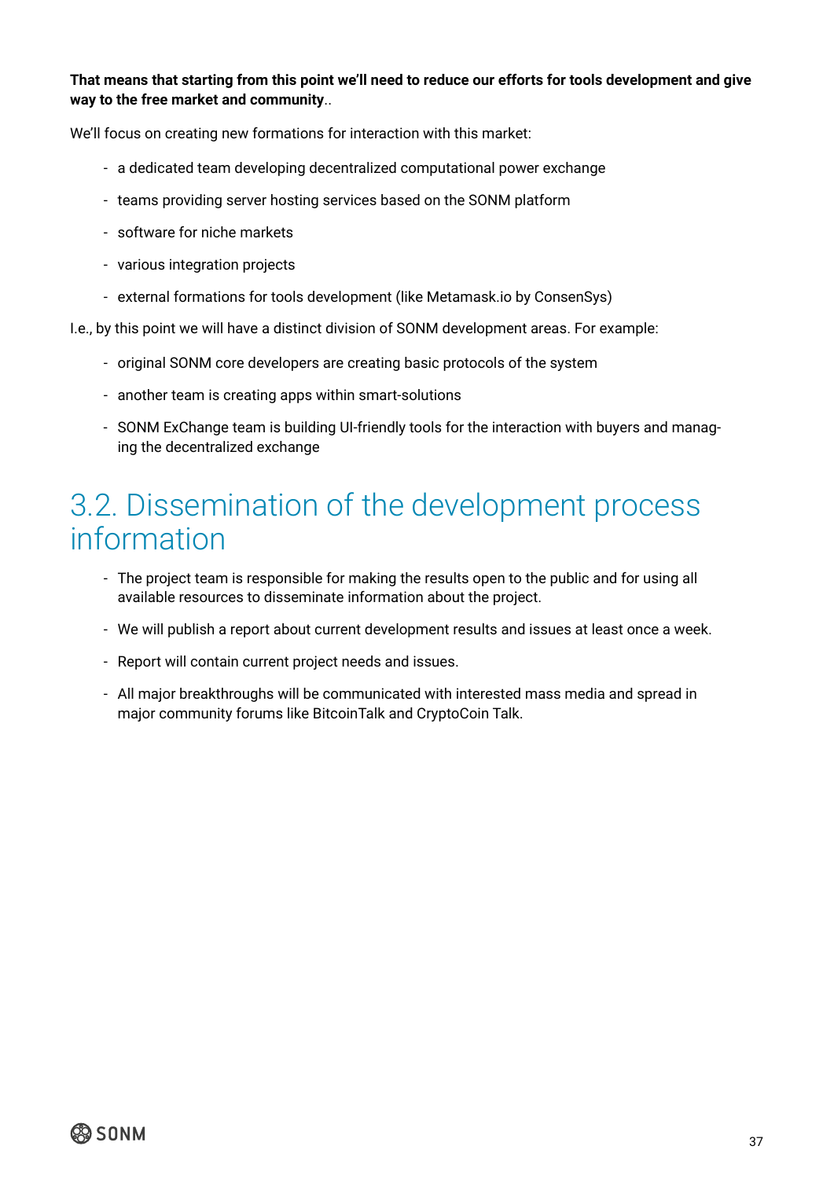**That means that starting from this point we'll need to reduce our efforts for tools development and give way to the free market and community**..

We'll focus on creating new formations for interaction with this market:

- a dedicated team developing decentralized computational power exchange
- teams providing server hosting services based on the SONM platform
- software for niche markets
- various integration projects
- external formations for tools development (like Metamask.io by ConsenSys)

I.e., by this point we will have a distinct division of SONM development areas. For example:

- original SONM core developers are creating basic protocols of the system
- another team is creating apps within smart-solutions
- SONM ExChange team is building UI-friendly tools for the interaction with buyers and managing the decentralized exchange

## 3.2. Dissemination of the development process information

- The project team is responsible for making the results open to the public and for using all available resources to disseminate information about the project.
- We will publish a report about current development results and issues at least once a week.
- Report will contain current project needs and issues.
- All major breakthroughs will be communicated with interested mass media and spread in major community forums like BitcoinTalk and CryptoCoin Talk.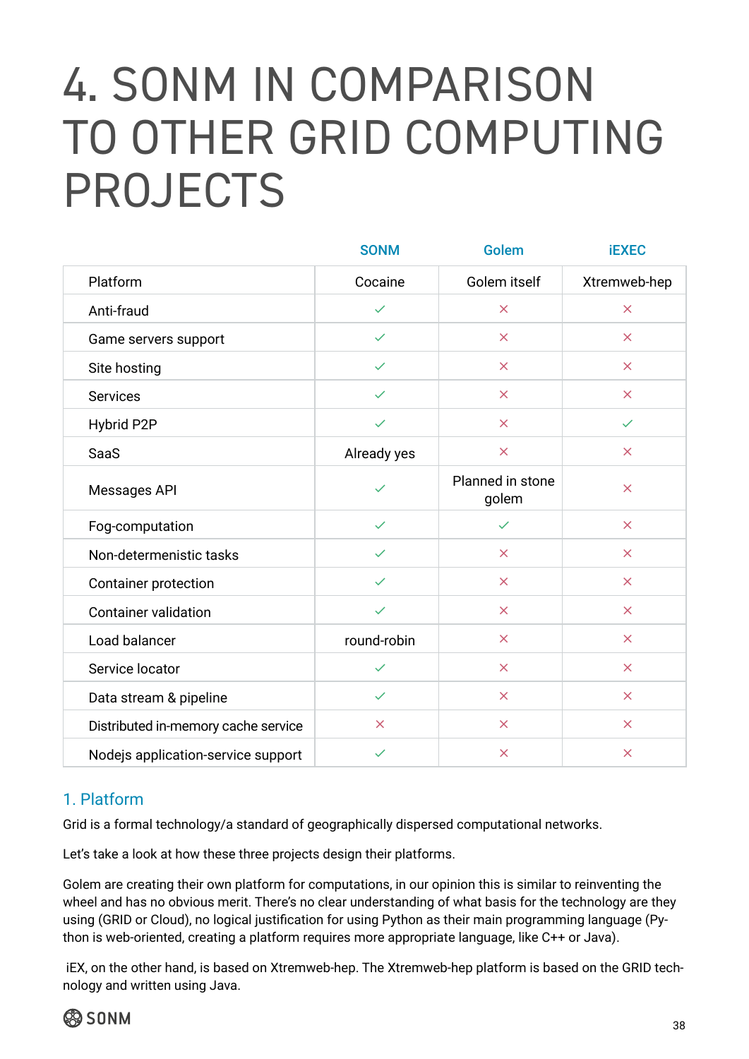# 4. SONM IN COMPARISON TO OTHER GRID COMPUTING PROJECTS

| | SONM | Golem | iEXEC |
|---|---|---|---|
| Platform | Cocaine | Golem itself | Xtremweb-hep |
| Anti-fraud | ✓ | × | × |
| Game servers support | ✓ | × | × |
| Site hosting | ✓ | × | × |
| Services | ✓ | × | × |
| Hybrid P2P | ✓ | × | ✓ |
| SaaS | Already yes | × | × |
| Messages API | ✓ | Planned in stone golem | × |
| Fog-computation | ✓ | ✓ | × |
| Non-determenistic tasks | ✓ | × | × |
| Container protection | ✓ | × | × |
| Container validation | ✓ | × | × |
| Load balancer | round-robin | × | × |
| Service locator | ✓ | × | × |
| Data stream & pipeline | ✓ | × | × |
| Distributed in-memory cache service | × | × | × |
| Nodejs application-service support | ✓ | × | × |

## 1. Platform

Grid is a formal technology/a standard of geographically dispersed computational networks.

Let's take a look at how these three projects design their platforms.

Golem are creating their own platform for computations, in our opinion this is similar to reinventing the wheel and has no obvious merit. There's no clear understanding of what basis for the technology are they using (GRID or Cloud), no logical justification for using Python as their main programming language (Python is web-oriented, creating a platform requires more appropriate language, like C++ or Java).

iEX, on the other hand, is based on Xtremweb-hep. The Xtremweb-hep platform is based on the GRID technology and written using Java.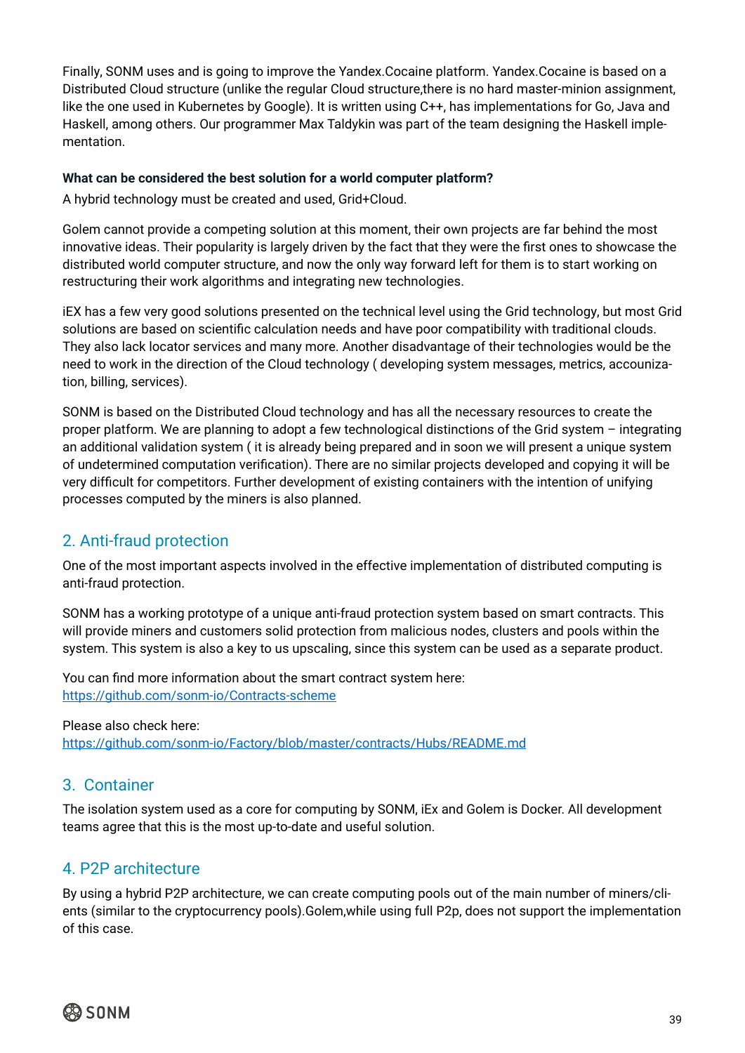Finally, SONM uses and is going to improve the Yandex.Cocaine platform. Yandex.Cocaine is based on a Distributed Cloud structure (unlike the regular Cloud structure,there is no hard master-minion assignment, like the one used in Kubernetes by Google). It is written using C++, has implementations for Go, Java and Haskell, among others. Our programmer Max Taldykin was part of the team designing the Haskell implementation.

**What can be considered the best solution for a world computer platform?**

A hybrid technology must be created and used, Grid+Cloud.

Golem cannot provide a competing solution at this moment, their own projects are far behind the most innovative ideas. Their popularity is largely driven by the fact that they were the first ones to showcase the distributed world computer structure, and now the only way forward left for them is to start working on restructuring their work algorithms and integrating new technologies.

iEX has a few very good solutions presented on the technical level using the Grid technology, but most Grid solutions are based on scientific calculation needs and have poor compatibility with traditional clouds. They also lack locator services and many more. Another disadvantage of their technologies would be the need to work in the direction of the Cloud technology ( developing system messages, metrics, accounization, billing, services).

SONM is based on the Distributed Cloud technology and has all the necessary resources to create the proper platform. We are planning to adopt a few technological distinctions of the Grid system – integrating an additional validation system ( it is already being prepared and in soon we will present a unique system of undetermined computation verification). There are no similar projects developed and copying it will be very difficult for competitors. Further development of existing containers with the intention of unifying processes computed by the miners is also planned.

## 2. Anti-fraud protection

One of the most important aspects involved in the effective implementation of distributed computing is anti-fraud protection.

SONM has a working prototype of a unique anti-fraud protection system based on smart contracts. This will provide miners and customers solid protection from malicious nodes, clusters and pools within the system. This system is also a key to us upscaling, since this system can be used as a separate product.

You can find more information about the smart contract system here:
https://github.com/sonm-io/Contracts-scheme

Please also check here:
https://github.com/sonm-io/Factory/blob/master/contracts/Hubs/README.md

## 3. Container

The isolation system used as a core for computing by SONM, iEx and Golem is Docker. All development teams agree that this is the most up-to-date and useful solution.

## 4. P2P architecture

By using a hybrid P2P architecture, we can create computing pools out of the main number of miners/clients (similar to the cryptocurrency pools).Golem,while using full P2p, does not support the implementation of this case.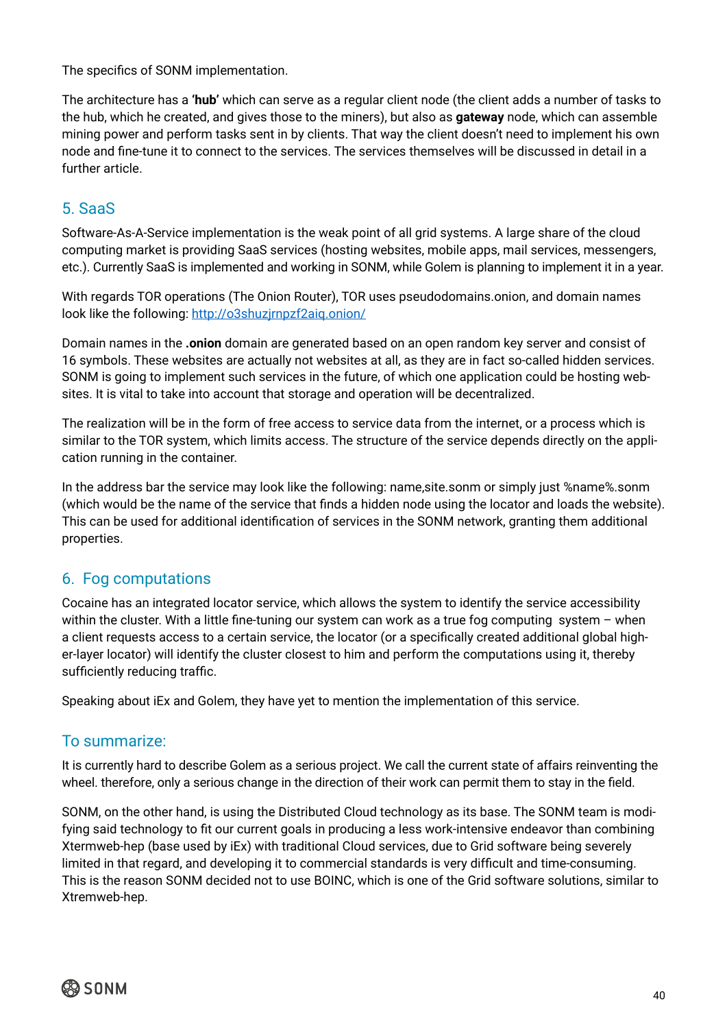The specifics of SONM implementation.

The architecture has a **'hub'** which can serve as a regular client node (the client adds a number of tasks to the hub, which he created, and gives those to the miners), but also as **gateway** node, which can assemble mining power and perform tasks sent in by clients. That way the client doesn't need to implement his own node and fine-tune it to connect to the services. The services themselves will be discussed in detail in a further article.

## 5. SaaS

Software-As-A-Service implementation is the weak point of all grid systems. A large share of the cloud computing market is providing SaaS services (hosting websites, mobile apps, mail services, messengers, etc.). Currently SaaS is implemented and working in SONM, while Golem is planning to implement it in a year.

With regards TOR operations (The Onion Router), TOR uses pseudodomains.onion, and domain names look like the following: [http://o3shuzjrnpzf2aiq.onion/](http://o3shuzjrnpzf2aiq.onion/)

Domain names in the **.onion** domain are generated based on an open random key server and consist of 16 symbols. These websites are actually not websites at all, as they are in fact so-called hidden services. SONM is going to implement such services in the future, of which one application could be hosting websites. It is vital to take into account that storage and operation will be decentralized.

The realization will be in the form of free access to service data from the internet, or a process which is similar to the TOR system, which limits access. The structure of the service depends directly on the application running in the container.

In the address bar the service may look like the following: name,site.sonm or simply just %name%.sonm (which would be the name of the service that finds a hidden node using the locator and loads the website). This can be used for additional identification of services in the SONM network, granting them additional properties.

## 6. Fog computations

Cocaine has an integrated locator service, which allows the system to identify the service accessibility within the cluster. With a little fine-tuning our system can work as a true fog computing system – when a client requests access to a certain service, the locator (or a specifically created additional global higher-layer locator) will identify the cluster closest to him and perform the computations using it, thereby sufficiently reducing traffic.

Speaking about iEx and Golem, they have yet to mention the implementation of this service.

## To summarize:

It is currently hard to describe Golem as a serious project. We call the current state of affairs reinventing the wheel. therefore, only a serious change in the direction of their work can permit them to stay in the field.

SONM, on the other hand, is using the Distributed Cloud technology as its base. The SONM team is modifying said technology to fit our current goals in producing a less work-intensive endeavor than combining Xtermweb-hep (base used by iEx) with traditional Cloud services, due to Grid software being severely limited in that regard, and developing it to commercial standards is very difficult and time-consuming. This is the reason SONM decided not to use BOINC, which is one of the Grid software solutions, similar to Xtremweb-hep.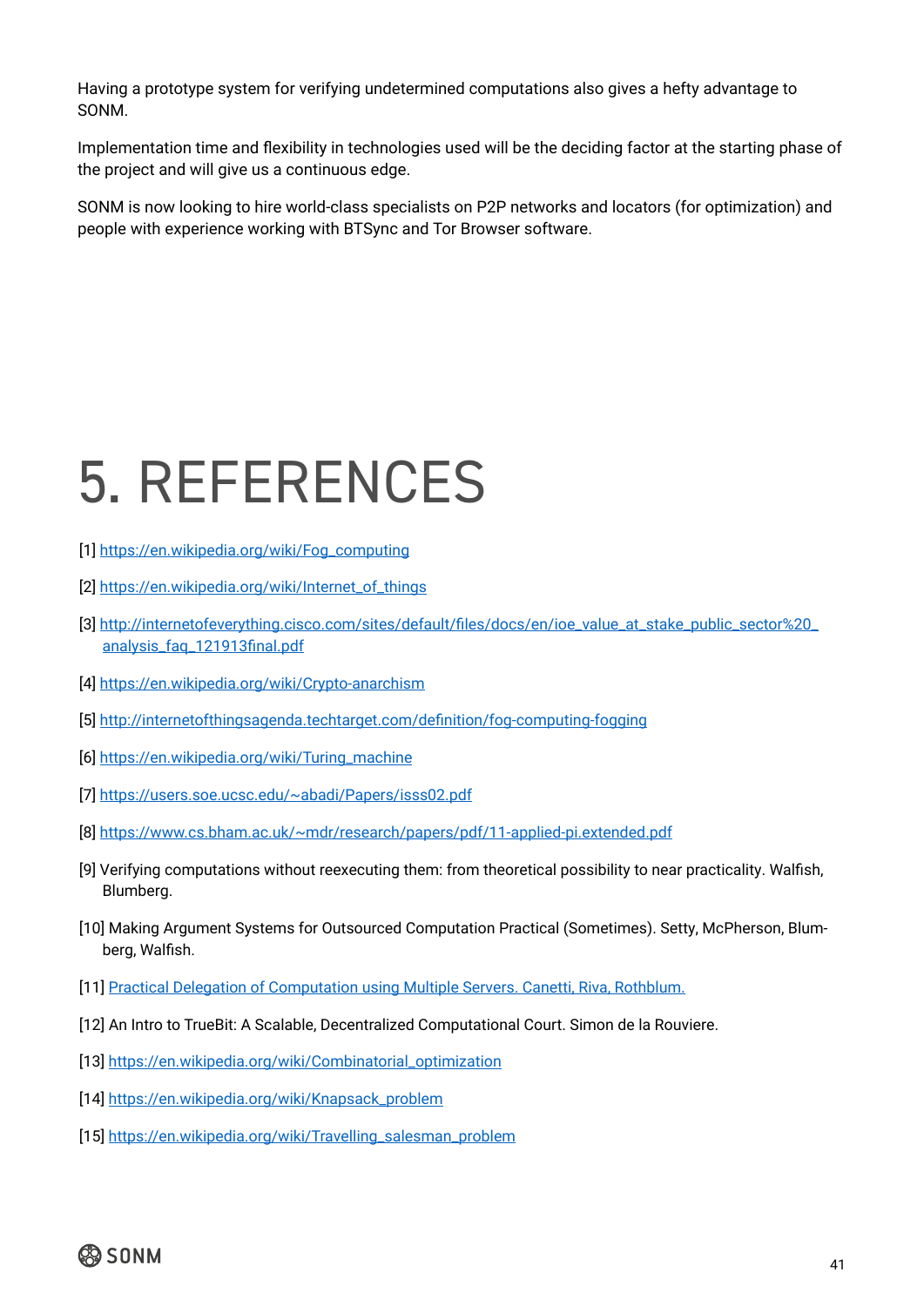Having a prototype system for verifying undetermined computations also gives a hefty advantage to SONM.

Implementation time and flexibility in technologies used will be the deciding factor at the starting phase of the project and will give us a continuous edge.

SONM is now looking to hire world-class specialists on P2P networks and locators (for optimization) and people with experience working with BTSync and Tor Browser software.

# 5. REFERENCES

[1] https://en.wikipedia.org/wiki/Fog_computing

[2] https://en.wikipedia.org/wiki/Internet_of_things

[3] http://internetofeverything.cisco.com/sites/default/files/docs/en/ioe_value_at_stake_public_sector%20_analysis_faq_121913final.pdf

[4] https://en.wikipedia.org/wiki/Crypto-anarchism

[5] http://internetofthingsagenda.techtarget.com/definition/fog-computing-fogging

[6] https://en.wikipedia.org/wiki/Turing_machine

[7] https://users.soe.ucsc.edu/~abadi/Papers/isss02.pdf

[8] https://www.cs.bham.ac.uk/~mdr/research/papers/pdf/11-applied-pi.extended.pdf

[9] Verifying computations without reexecuting them: from theoretical possibility to near practicality. Walfish, Blumberg.

[10] Making Argument Systems for Outsourced Computation Practical (Sometimes). Setty, McPherson, Blumberg, Walfish.

[11] Practical Delegation of Computation using Multiple Servers. Canetti, Riva, Rothblum.

[12] An Intro to TrueBit: A Scalable, Decentralized Computational Court. Simon de la Rouviere.

[13] https://en.wikipedia.org/wiki/Combinatorial_optimization

[14] https://en.wikipedia.org/wiki/Knapsack_problem

[15] https://en.wikipedia.org/wiki/Travelling_salesman_problem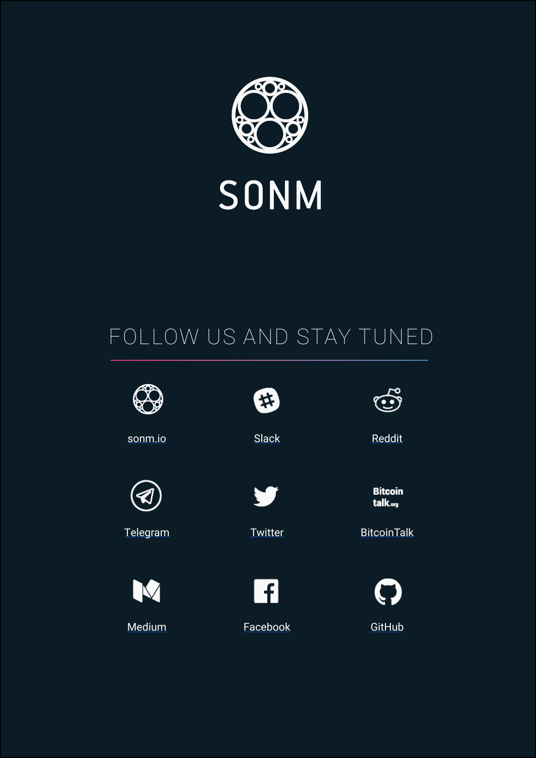# SONM

## FOLLOW US AND STAY TUNED

sonm.io

Slack

Reddit

Telegram

Twitter

BitcoinTalk

Medium

Facebook

GitHub